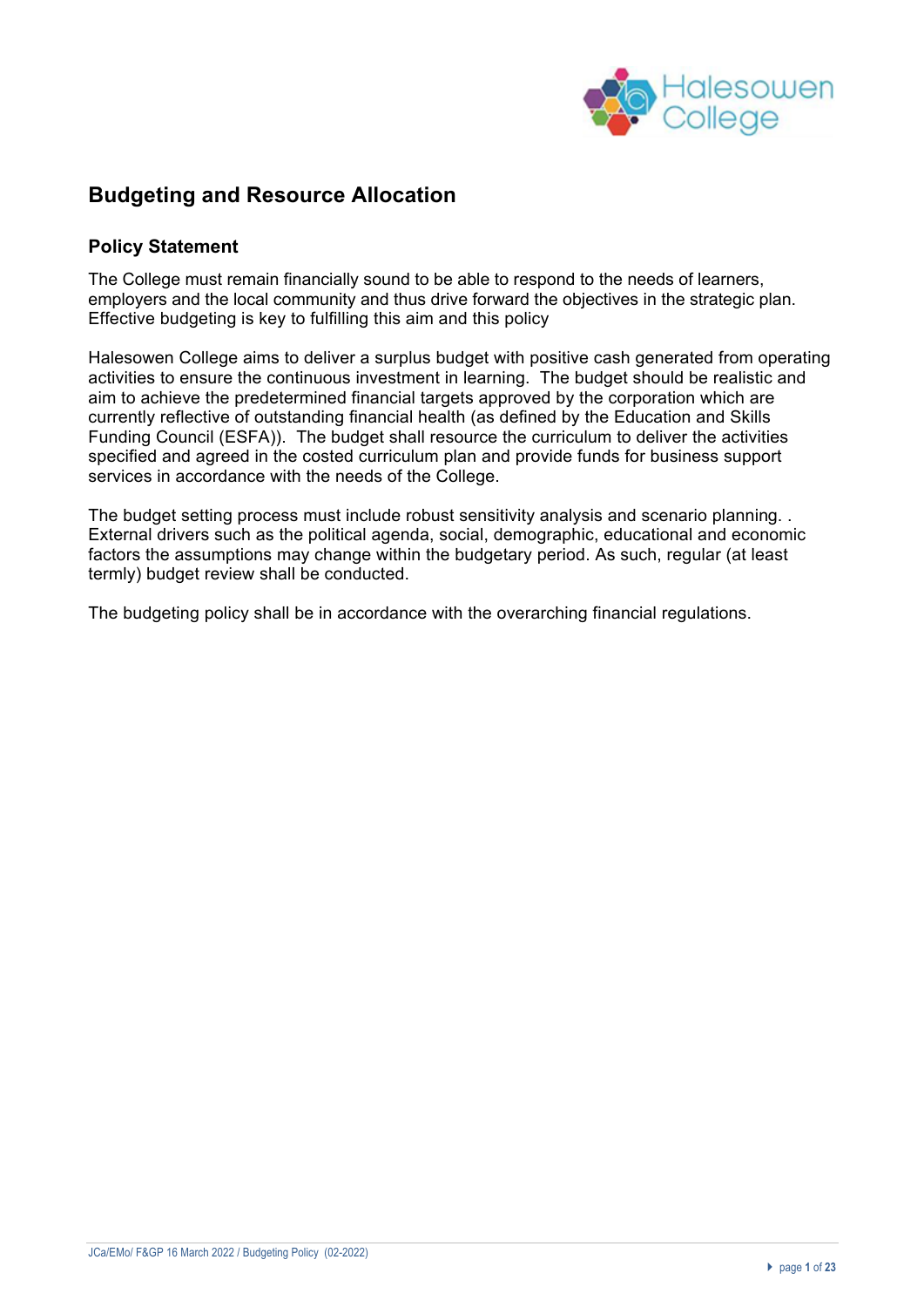# Budgeting and Resource Allocation

## Policy Statement

The College must remain financially sound to be able to respond to the needs of learners, employers and the local community and thus drive forward the objectives in the strategic plan. Effective budgeting is key to fulfilling this aim and this policy

Halesowen College aims to deliver a surplus budget with positive cash generated from operating activities to ensure the continuous investment in learning. The budget should be realistic and aim to achieve the predetermined financial targets approved by the corporation which are currently reflective of outstanding financial health (as defined by the Education and Skills Funding Council (ESFA)). The budget shall resource the curriculum to deliver the activities specified and agreed in the costed curriculum plan and provide funds for business support services in accordance with the needs of the College.

The budget setting process must include robust sensitivity analysis and scenario planning. . External drivers such as the political agenda, social, demographic, educational and economic factors the assumptions may change within the budgetary period. As such, regular (at least termly) budget review shall be conducted.

The budgeting policy shall be in accordance with the overarching financial regulations.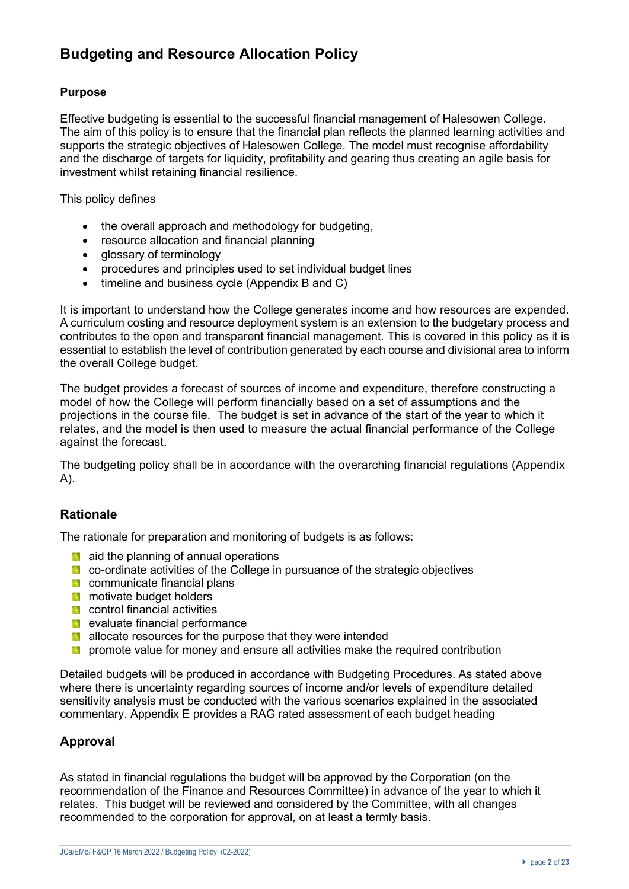## Budgeting and Resource Allocation Policy

### Purpose

Effective budgeting is essential to the successful financial management of Halesowen College. The aim of this policy is to ensure that the financial plan reflects the planned learning activities and supports the strategic objectives of Halesowen College. The model must recognise affordability and the discharge of targets for liquidity, profitability and gearing thus creating an agile basis for investment whilst retaining financial resilience.

This policy defines

- the overall approach and methodology for budgeting,
- resource allocation and financial planning
- glossary of terminology
- procedures and principles used to set individual budget lines
- timeline and business cycle (Appendix B and C)

It is important to understand how the College generates income and how resources are expended. A curriculum costing and resource deployment system is an extension to the budgetary process and contributes to the open and transparent financial management. This is covered in this policy as it is essential to establish the level of contribution generated by each course and divisional area to inform the overall College budget.

The budget provides a forecast of sources of income and expenditure, therefore constructing a model of how the College will perform financially based on a set of assumptions and the projections in the course file. The budget is set in advance of the start of the year to which it relates, and the model is then used to measure the actual financial performance of the College against the forecast.

The budgeting policy shall be in accordance with the overarching financial regulations (Appendix A).

### Rationale

The rationale for preparation and monitoring of budgets is as follows:

- aid the planning of annual operations
- co-ordinate activities of the College in pursuance of the strategic objectives
- communicate financial plans
- motivate budget holders
- control financial activities
- evaluate financial performance
- allocate resources for the purpose that they were intended
- promote value for money and ensure all activities make the required contribution

Detailed budgets will be produced in accordance with Budgeting Procedures. As stated above where there is uncertainty regarding sources of income and/or levels of expenditure detailed sensitivity analysis must be conducted with the various scenarios explained in the associated commentary. Appendix E provides a RAG rated assessment of each budget heading

### Approval

As stated in financial regulations the budget will be approved by the Corporation (on the recommendation of the Finance and Resources Committee) in advance of the year to which it relates. This budget will be reviewed and considered by the Committee, with all changes recommended to the corporation for approval, on at least a termly basis.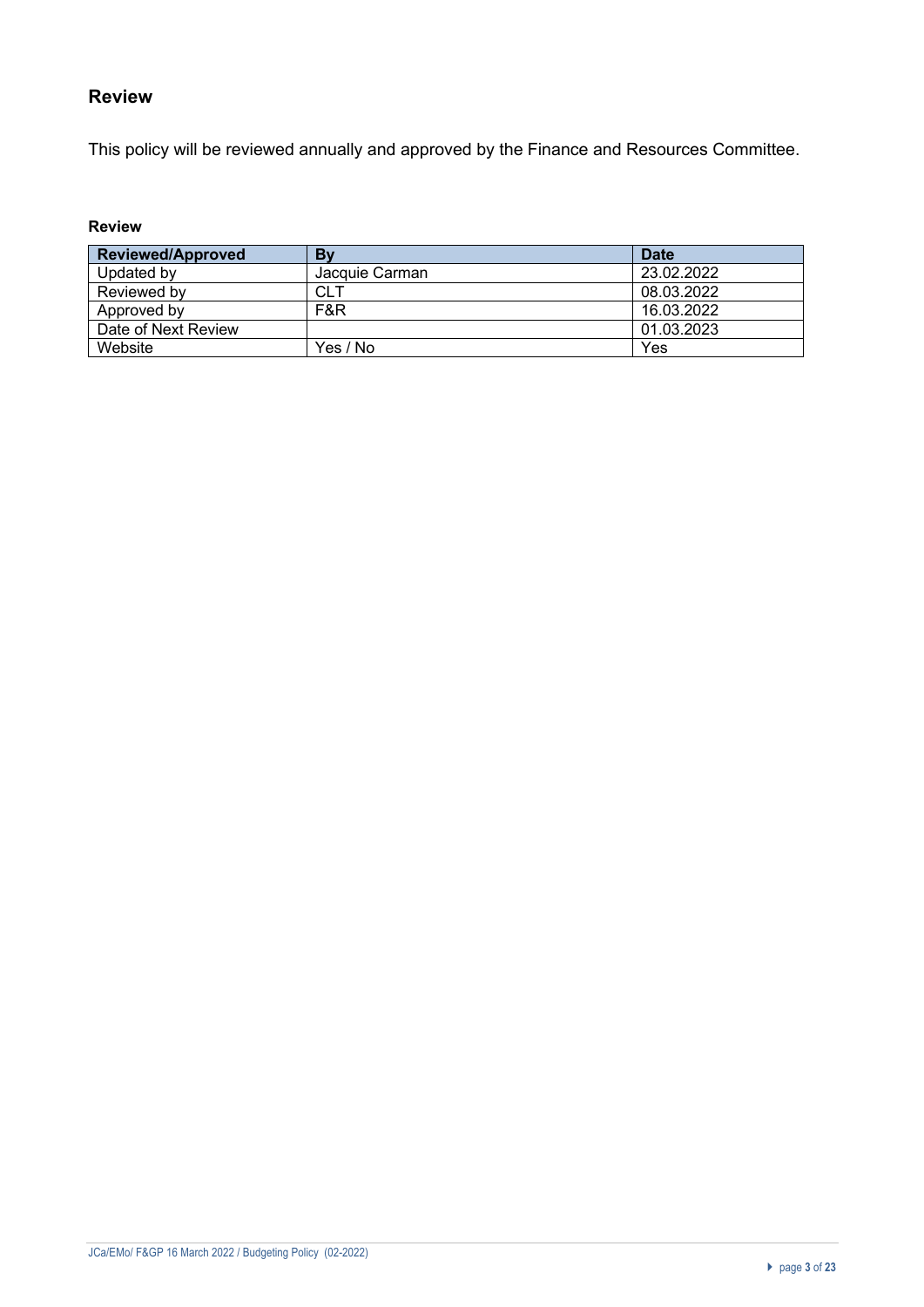## Review

This policy will be reviewed annually and approved by the Finance and Resources Committee.

**Review**

| Reviewed/Approved | By | Date |
|---|---|---|
| Updated by | Jacquie Carman | 23.02.2022 |
| Reviewed by | CLT | 08.03.2022 |
| Approved by | F&R | 16.03.2022 |
| Date of Next Review | | 01.03.2023 |
| Website | Yes / No | Yes |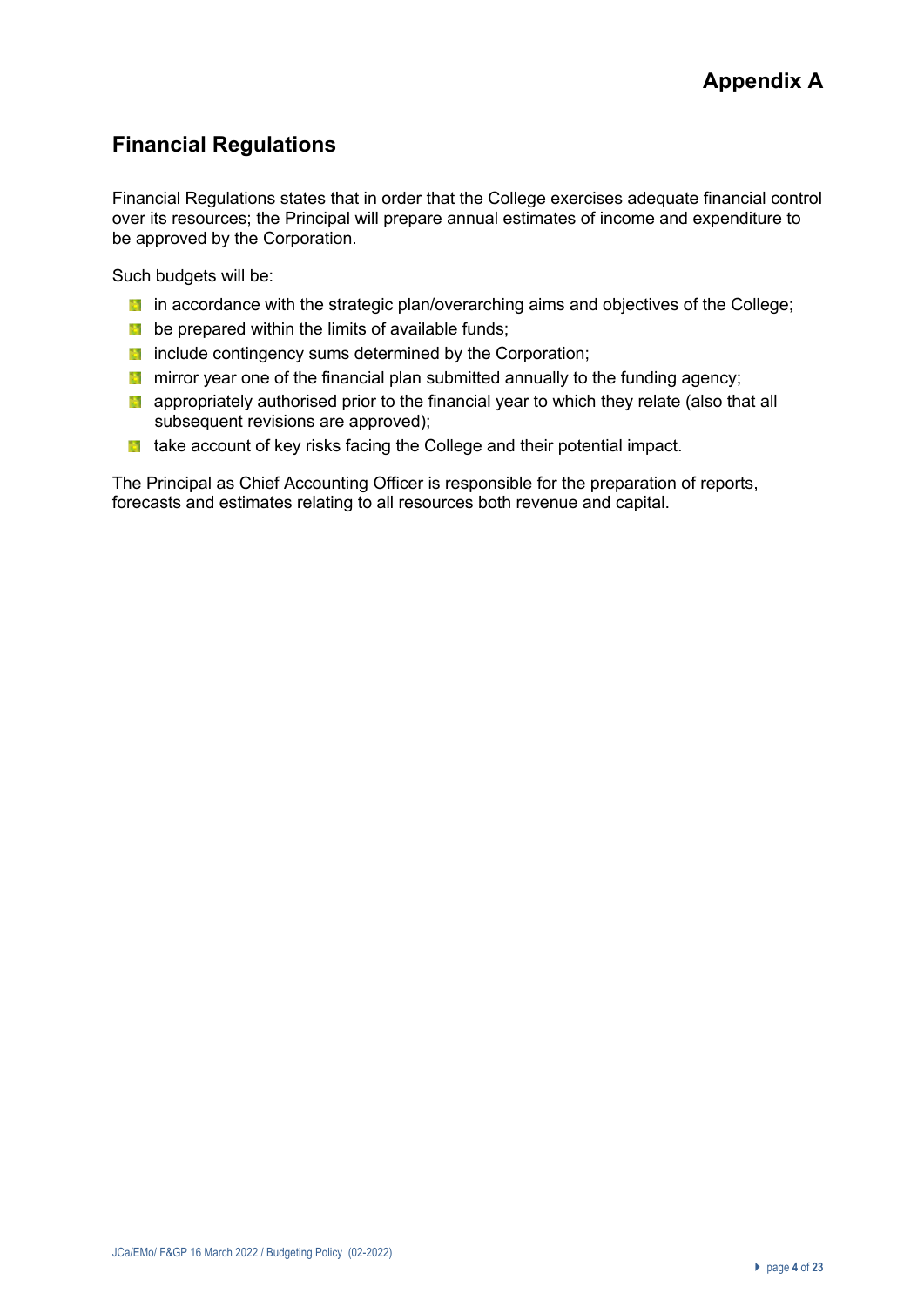# Appendix A

## Financial Regulations

Financial Regulations states that in order that the College exercises adequate financial control over its resources; the Principal will prepare annual estimates of income and expenditure to be approved by the Corporation.

Such budgets will be:

- in accordance with the strategic plan/overarching aims and objectives of the College;
- be prepared within the limits of available funds;
- include contingency sums determined by the Corporation;
- mirror year one of the financial plan submitted annually to the funding agency;
- appropriately authorised prior to the financial year to which they relate (also that all subsequent revisions are approved);
- take account of key risks facing the College and their potential impact.

The Principal as Chief Accounting Officer is responsible for the preparation of reports, forecasts and estimates relating to all resources both revenue and capital.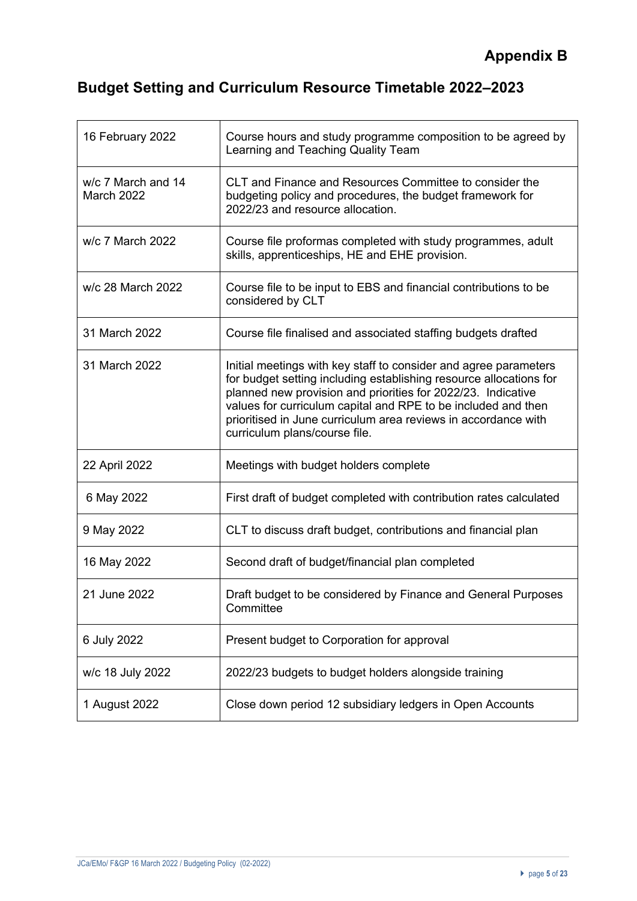# Appendix B

## Budget Setting and Curriculum Resource Timetable 2022–2023

| | |
|---|---|
| 16 February 2022 | Course hours and study programme composition to be agreed by Learning and Teaching Quality Team |
| w/c 7 March and 14 March 2022 | CLT and Finance and Resources Committee to consider the budgeting policy and procedures, the budget framework for 2022/23 and resource allocation. |
| w/c 7 March 2022 | Course file proformas completed with study programmes, adult skills, apprenticeships, HE and EHE provision. |
| w/c 28 March 2022 | Course file to be input to EBS and financial contributions to be considered by CLT |
| 31 March 2022 | Course file finalised and associated staffing budgets drafted |
| 31 March 2022 | Initial meetings with key staff to consider and agree parameters for budget setting including establishing resource allocations for planned new provision and priorities for 2022/23. Indicative values for curriculum capital and RPE to be included and then prioritised in June curriculum area reviews in accordance with curriculum plans/course file. |
| 22 April 2022 | Meetings with budget holders complete |
| 6 May 2022 | First draft of budget completed with contribution rates calculated |
| 9 May 2022 | CLT to discuss draft budget, contributions and financial plan |
| 16 May 2022 | Second draft of budget/financial plan completed |
| 21 June 2022 | Draft budget to be considered by Finance and General Purposes Committee |
| 6 July 2022 | Present budget to Corporation for approval |
| w/c 18 July 2022 | 2022/23 budgets to budget holders alongside training |
| 1 August 2022 | Close down period 12 subsidiary ledgers in Open Accounts |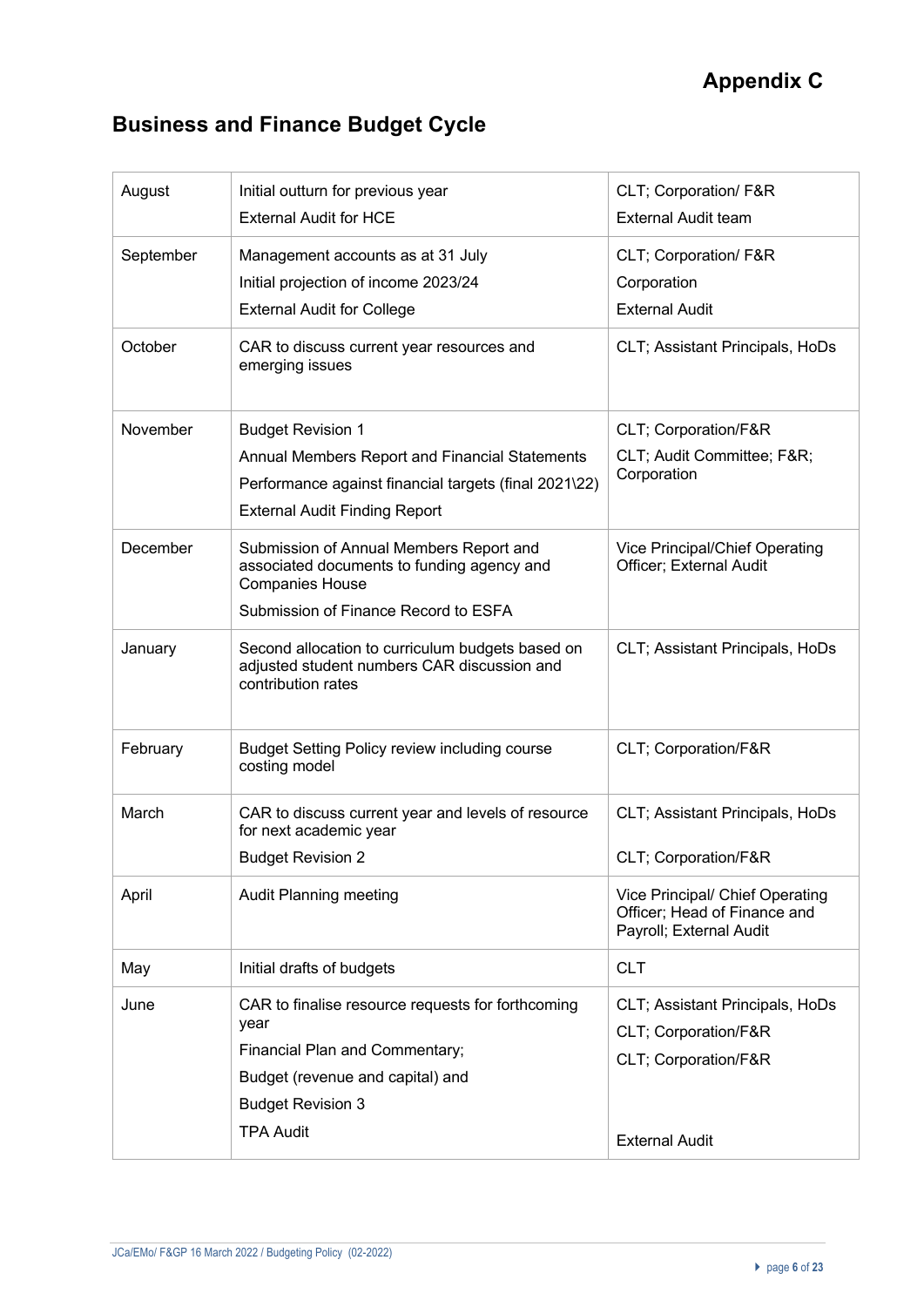# Appendix C

## Business and Finance Budget Cycle

| | | |
|---|---|---|
| August | Initial outturn for previous year<br>External Audit for HCE | CLT; Corporation/ F&R<br>External Audit team |
| September | Management accounts as at 31 July<br>Initial projection of income 2023/24<br>External Audit for College | CLT; Corporation/ F&R<br>Corporation<br>External Audit |
| October | CAR to discuss current year resources and emerging issues | CLT; Assistant Principals, HoDs |
| November | Budget Revision 1<br>Annual Members Report and Financial Statements<br>Performance against financial targets (final 2021\22)<br>External Audit Finding Report | CLT; Corporation/F&R<br>CLT; Audit Committee; F&R; Corporation |
| December | Submission of Annual Members Report and associated documents to funding agency and Companies House<br>Submission of Finance Record to ESFA | Vice Principal/Chief Operating Officer; External Audit |
| January | Second allocation to curriculum budgets based on adjusted student numbers CAR discussion and contribution rates | CLT; Assistant Principals, HoDs |
| February | Budget Setting Policy review including course costing model | CLT; Corporation/F&R |
| March | CAR to discuss current year and levels of resource for next academic year<br>Budget Revision 2 | CLT; Assistant Principals, HoDs<br>CLT; Corporation/F&R |
| April | Audit Planning meeting | Vice Principal/ Chief Operating Officer; Head of Finance and Payroll; External Audit |
| May | Initial drafts of budgets | CLT |
| June | CAR to finalise resource requests for forthcoming year<br>Financial Plan and Commentary;<br>Budget (revenue and capital) and<br>Budget Revision 3<br>TPA Audit | CLT; Assistant Principals, HoDs<br>CLT; Corporation/F&R<br>CLT; Corporation/F&R<br>External Audit |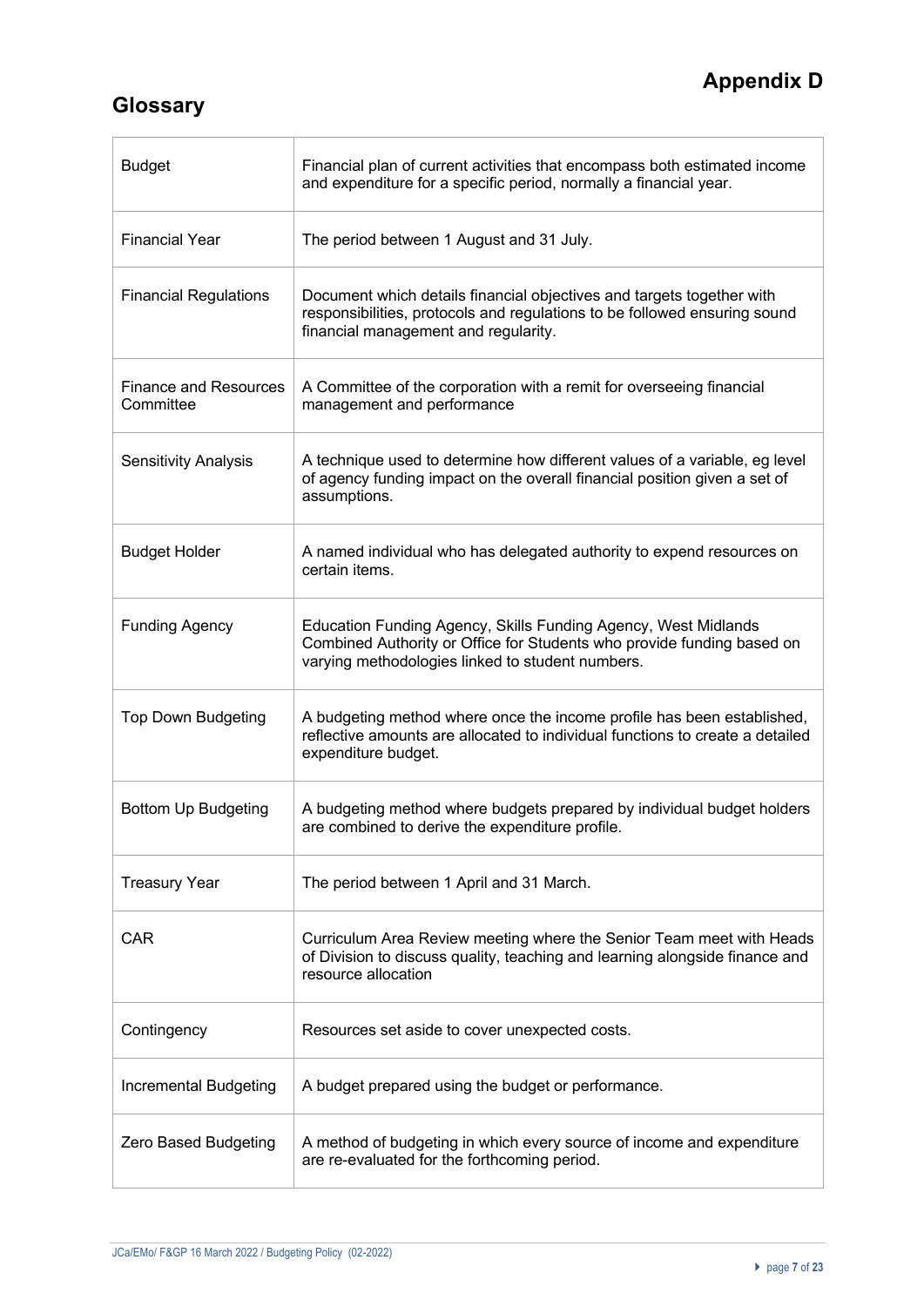# Appendix D

## Glossary

| Term | Definition |
| --- | --- |
| Budget | Financial plan of current activities that encompass both estimated income and expenditure for a specific period, normally a financial year. |
| Financial Year | The period between 1 August and 31 July. |
| Financial Regulations | Document which details financial objectives and targets together with responsibilities, protocols and regulations to be followed ensuring sound financial management and regularity. |
| Finance and Resources Committee | A Committee of the corporation with a remit for overseeing financial management and performance |
| Sensitivity Analysis | A technique used to determine how different values of a variable, eg level of agency funding impact on the overall financial position given a set of assumptions. |
| Budget Holder | A named individual who has delegated authority to expend resources on certain items. |
| Funding Agency | Education Funding Agency, Skills Funding Agency, West Midlands Combined Authority or Office for Students who provide funding based on varying methodologies linked to student numbers. |
| Top Down Budgeting | A budgeting method where once the income profile has been established, reflective amounts are allocated to individual functions to create a detailed expenditure budget. |
| Bottom Up Budgeting | A budgeting method where budgets prepared by individual budget holders are combined to derive the expenditure profile. |
| Treasury Year | The period between 1 April and 31 March. |
| CAR | Curriculum Area Review meeting where the Senior Team meet with Heads of Division to discuss quality, teaching and learning alongside finance and resource allocation |
| Contingency | Resources set aside to cover unexpected costs. |
| Incremental Budgeting | A budget prepared using the budget or performance. |
| Zero Based Budgeting | A method of budgeting in which every source of income and expenditure are re-evaluated for the forthcoming period. |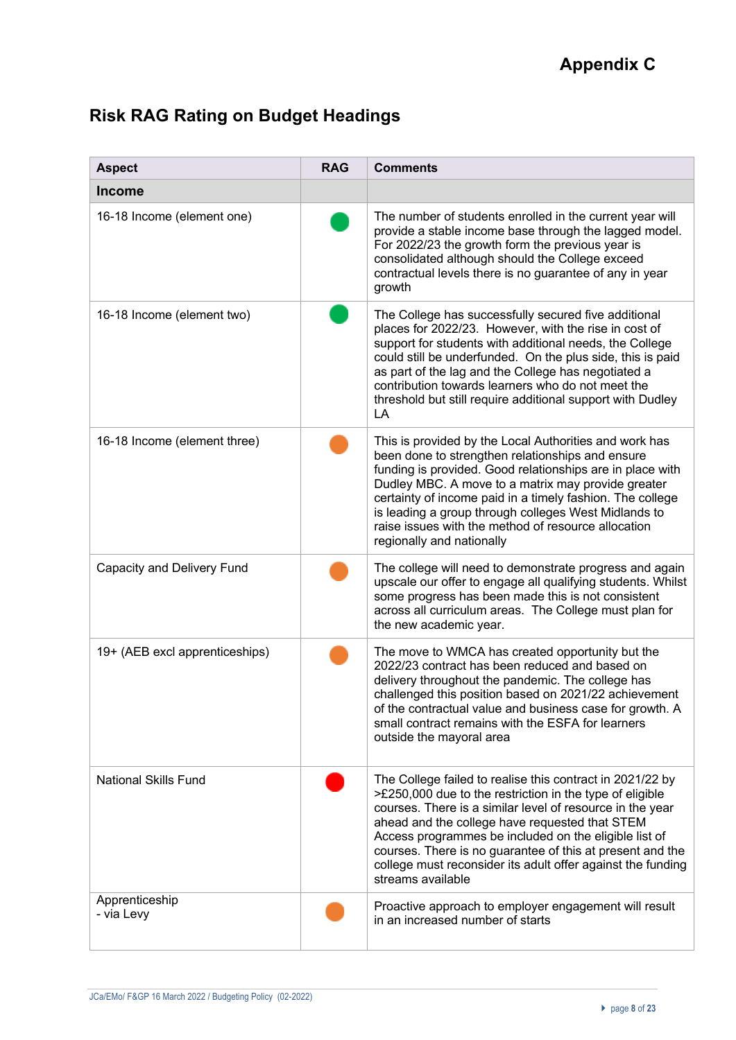# Appendix C

## Risk RAG Rating on Budget Headings

| Aspect | RAG | Comments |
|---|---|---|
| **Income** | | |
| 16-18 Income (element one) | Green | The number of students enrolled in the current year will provide a stable income base through the lagged model. For 2022/23 the growth form the previous year is consolidated although should the College exceed contractual levels there is no guarantee of any in year growth |
| 16-18 Income (element two) | Green | The College has successfully secured five additional places for 2022/23. However, with the rise in cost of support for students with additional needs, the College could still be underfunded. On the plus side, this is paid as part of the lag and the College has negotiated a contribution towards learners who do not meet the threshold but still require additional support with Dudley LA |
| 16-18 Income (element three) | Amber | This is provided by the Local Authorities and work has been done to strengthen relationships and ensure funding is provided. Good relationships are in place with Dudley MBC. A move to a matrix may provide greater certainty of income paid in a timely fashion. The college is leading a group through colleges West Midlands to raise issues with the method of resource allocation regionally and nationally |
| Capacity and Delivery Fund | Amber | The college will need to demonstrate progress and again upscale our offer to engage all qualifying students. Whilst some progress has been made this is not consistent across all curriculum areas. The College must plan for the new academic year. |
| 19+ (AEB excl apprenticeships) | Amber | The move to WMCA has created opportunity but the 2022/23 contract has been reduced and based on delivery throughout the pandemic. The college has challenged this position based on 2021/22 achievement of the contractual value and business case for growth. A small contract remains with the ESFA for learners outside the mayoral area |
| National Skills Fund | Red | The College failed to realise this contract in 2021/22 by >£250,000 due to the restriction in the type of eligible courses. There is a similar level of resource in the year ahead and the college have requested that STEM Access programmes be included on the eligible list of courses. There is no guarantee of this at present and the college must reconsider its adult offer against the funding streams available |
| Apprenticeship<br>- via Levy | Amber | Proactive approach to employer engagement will result in an increased number of starts |

JCa/EMo/ F&GP 16 March 2022 / Budgeting Policy (02-2022)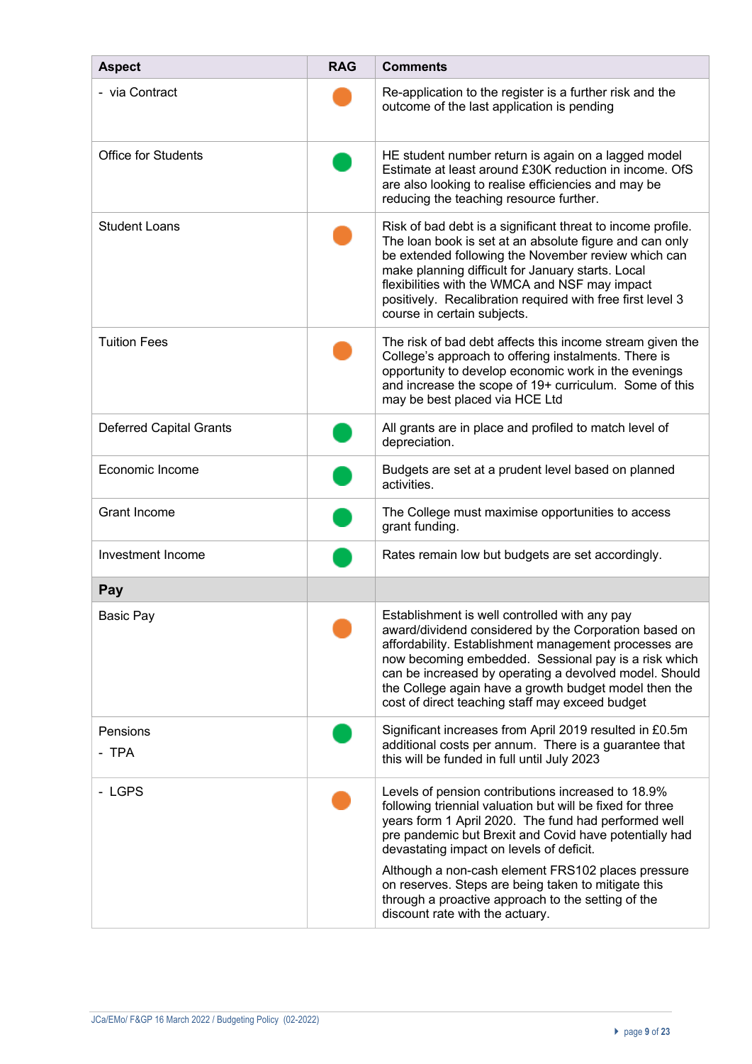| Aspect | RAG | Comments |
|---|---|---|
| - via Contract | Amber | Re-application to the register is a further risk and the outcome of the last application is pending |
| Office for Students | Green | HE student number return is again on a lagged model Estimate at least around £30K reduction in income. OfS are also looking to realise efficiencies and may be reducing the teaching resource further. |
| Student Loans | Amber | Risk of bad debt is a significant threat to income profile. The loan book is set at an absolute figure and can only be extended following the November review which can make planning difficult for January starts. Local flexibilities with the WMCA and NSF may impact positively. Recalibration required with free first level 3 course in certain subjects. |
| Tuition Fees | Amber | The risk of bad debt affects this income stream given the College's approach to offering instalments. There is opportunity to develop economic work in the evenings and increase the scope of 19+ curriculum. Some of this may be best placed via HCE Ltd |
| Deferred Capital Grants | Green | All grants are in place and profiled to match level of depreciation. |
| Economic Income | Green | Budgets are set at a prudent level based on planned activities. |
| Grant Income | Green | The College must maximise opportunities to access grant funding. |
| Investment Income | Green | Rates remain low but budgets are set accordingly. |
| **Pay** | | |
| Basic Pay | Amber | Establishment is well controlled with any pay award/dividend considered by the Corporation based on affordability. Establishment management processes are now becoming embedded. Sessional pay is a risk which can be increased by operating a devolved model. Should the College again have a growth budget model then the cost of direct teaching staff may exceed budget |
| Pensions<br>- TPA | Green | Significant increases from April 2019 resulted in £0.5m additional costs per annum. There is a guarantee that this will be funded in full until July 2023 |
| - LGPS | Amber | Levels of pension contributions increased to 18.9% following triennial valuation but will be fixed for three years form 1 April 2020. The fund had performed well pre pandemic but Brexit and Covid have potentially had devastating impact on levels of deficit.<br><br>Although a non-cash element FRS102 places pressure on reserves. Steps are being taken to mitigate this through a proactive approach to the setting of the discount rate with the actuary. |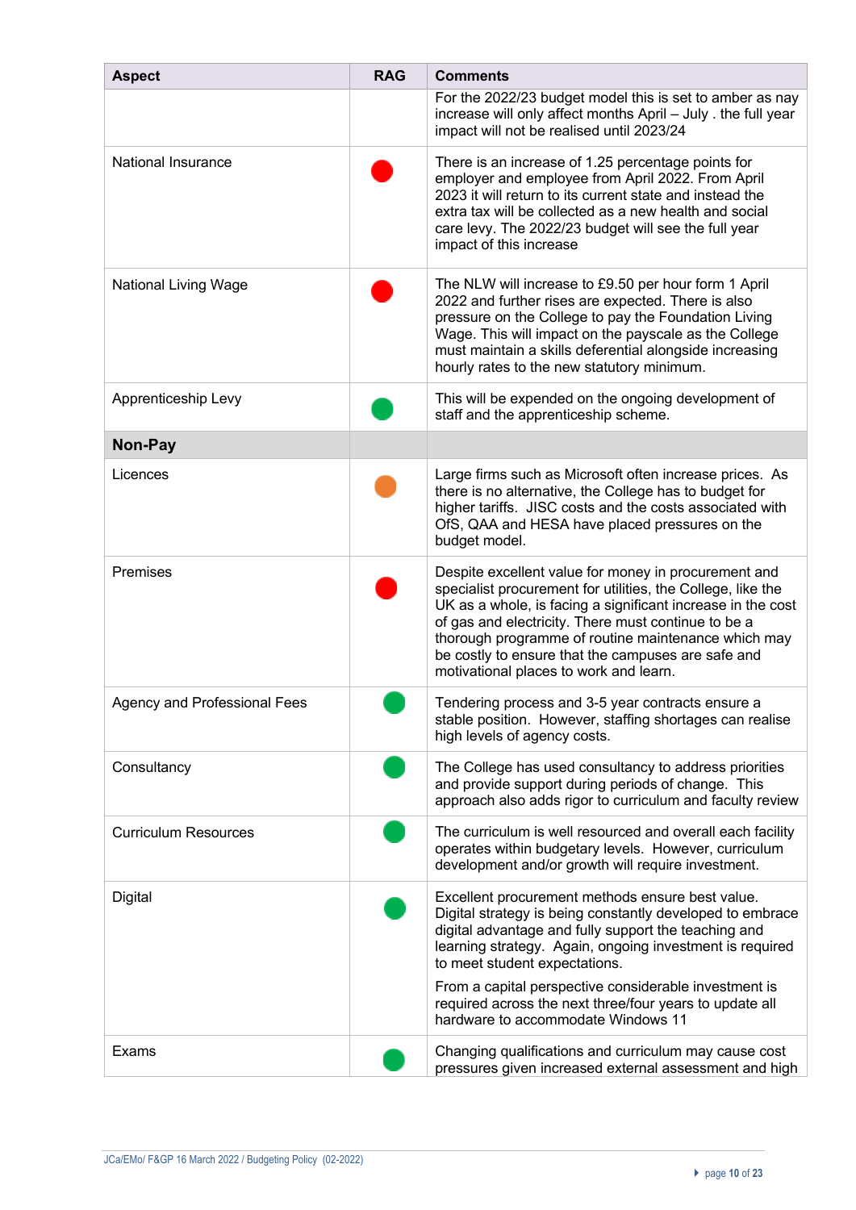| Aspect | RAG | Comments |
|---|---|---|
| | | For the 2022/23 budget model this is set to amber as nay increase will only affect months April – July . the full year impact will not be realised until 2023/24 |
| National Insurance | Red | There is an increase of 1.25 percentage points for employer and employee from April 2022. From April 2023 it will return to its current state and instead the extra tax will be collected as a new health and social care levy. The 2022/23 budget will see the full year impact of this increase |
| National Living Wage | Red | The NLW will increase to £9.50 per hour form 1 April 2022 and further rises are expected. There is also pressure on the College to pay the Foundation Living Wage. This will impact on the payscale as the College must maintain a skills deferential alongside increasing hourly rates to the new statutory minimum. |
| Apprenticeship Levy | Green | This will be expended on the ongoing development of staff and the apprenticeship scheme. |
| **Non-Pay** | | |
| Licences | Amber | Large firms such as Microsoft often increase prices. As there is no alternative, the College has to budget for higher tariffs. JISC costs and the costs associated with OfS, QAA and HESA have placed pressures on the budget model. |
| Premises | Red | Despite excellent value for money in procurement and specialist procurement for utilities, the College, like the UK as a whole, is facing a significant increase in the cost of gas and electricity. There must continue to be a thorough programme of routine maintenance which may be costly to ensure that the campuses are safe and motivational places to work and learn. |
| Agency and Professional Fees | Green | Tendering process and 3-5 year contracts ensure a stable position. However, staffing shortages can realise high levels of agency costs. |
| Consultancy | Green | The College has used consultancy to address priorities and provide support during periods of change. This approach also adds rigor to curriculum and faculty review |
| Curriculum Resources | Green | The curriculum is well resourced and overall each facility operates within budgetary levels. However, curriculum development and/or growth will require investment. |
| Digital | Green | Excellent procurement methods ensure best value. Digital strategy is being constantly developed to embrace digital advantage and fully support the teaching and learning strategy. Again, ongoing investment is required to meet student expectations.<br><br>From a capital perspective considerable investment is required across the next three/four years to update all hardware to accommodate Windows 11 |
| Exams | Green | Changing qualifications and curriculum may cause cost pressures given increased external assessment and high |

JCa/EMo/ F&GP 16 March 2022 / Budgeting Policy (02-2022)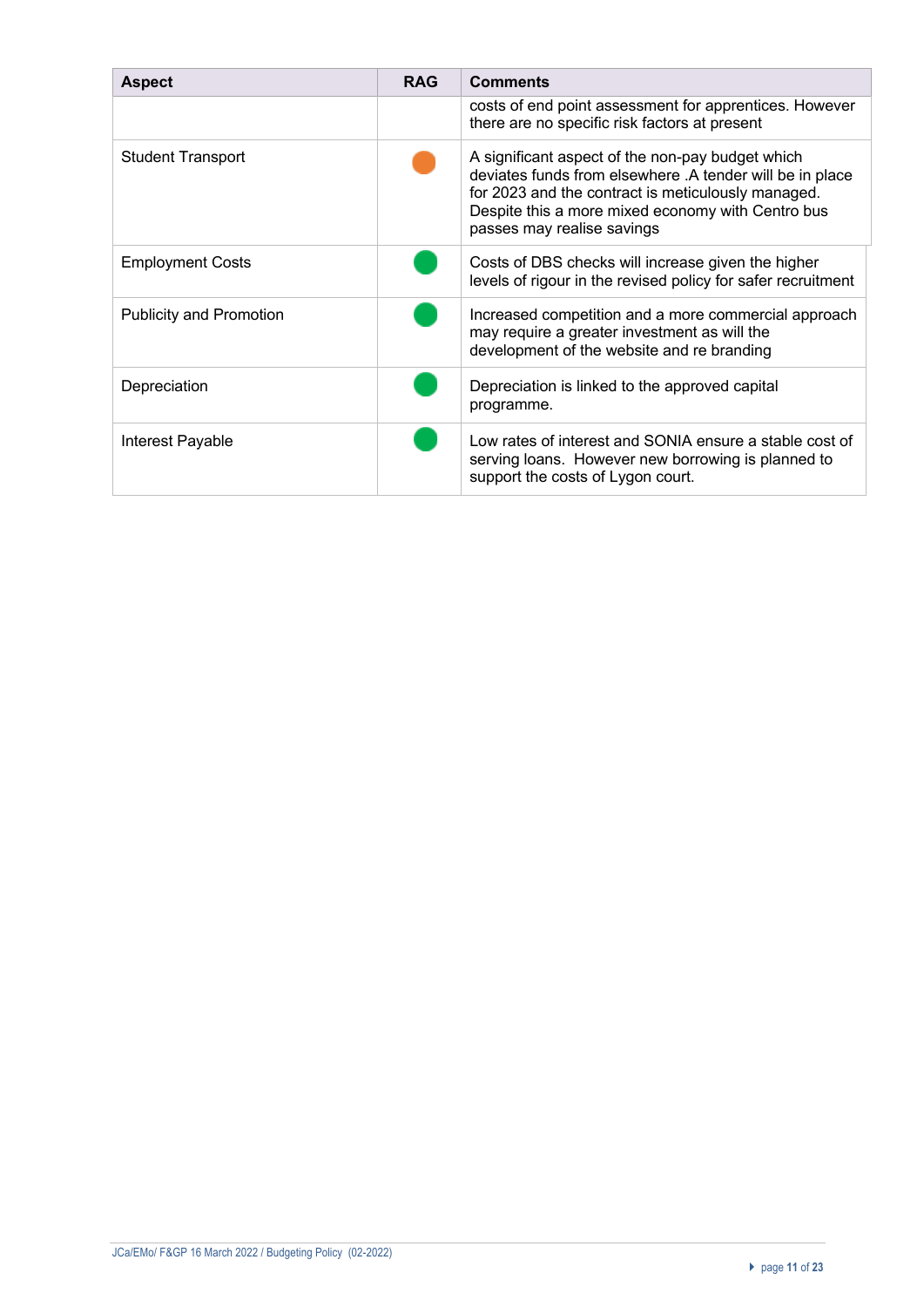| Aspect | RAG | Comments |
|---|---|---|
| | | costs of end point assessment for apprentices. However there are no specific risk factors at present |
| Student Transport | Amber | A significant aspect of the non-pay budget which deviates funds from elsewhere .A tender will be in place for 2023 and the contract is meticulously managed. Despite this a more mixed economy with Centro bus passes may realise savings |
| Employment Costs | Green | Costs of DBS checks will increase given the higher levels of rigour in the revised policy for safer recruitment |
| Publicity and Promotion | Green | Increased competition and a more commercial approach may require a greater investment as will the development of the website and re branding |
| Depreciation | Green | Depreciation is linked to the approved capital programme. |
| Interest Payable | Green | Low rates of interest and SONIA ensure a stable cost of serving loans. However new borrowing is planned to support the costs of Lygon court. |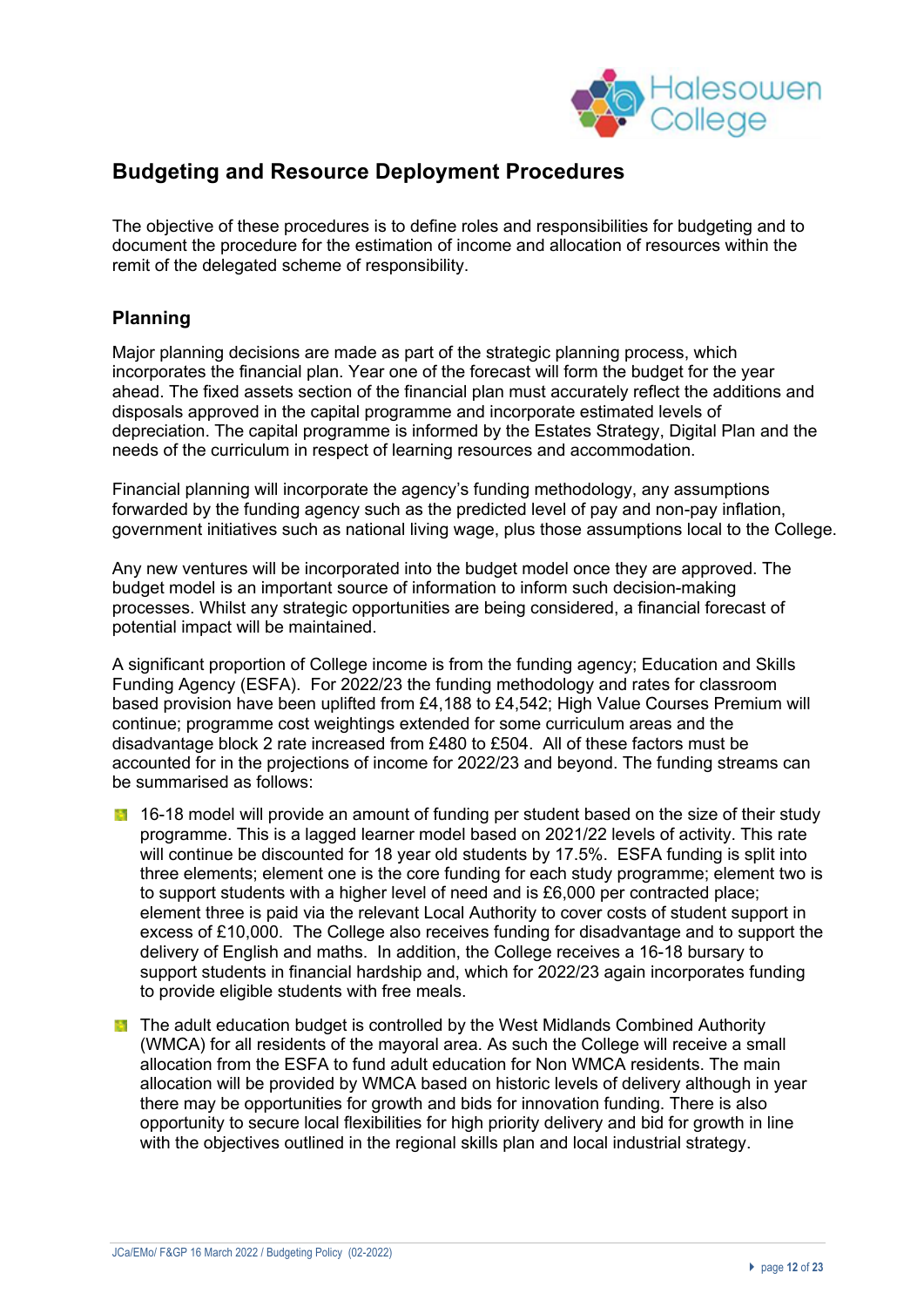## Budgeting and Resource Deployment Procedures

The objective of these procedures is to define roles and responsibilities for budgeting and to document the procedure for the estimation of income and allocation of resources within the remit of the delegated scheme of responsibility.

### Planning

Major planning decisions are made as part of the strategic planning process, which incorporates the financial plan. Year one of the forecast will form the budget for the year ahead. The fixed assets section of the financial plan must accurately reflect the additions and disposals approved in the capital programme and incorporate estimated levels of depreciation. The capital programme is informed by the Estates Strategy, Digital Plan and the needs of the curriculum in respect of learning resources and accommodation.

Financial planning will incorporate the agency's funding methodology, any assumptions forwarded by the funding agency such as the predicted level of pay and non-pay inflation, government initiatives such as national living wage, plus those assumptions local to the College.

Any new ventures will be incorporated into the budget model once they are approved. The budget model is an important source of information to inform such decision-making processes. Whilst any strategic opportunities are being considered, a financial forecast of potential impact will be maintained.

A significant proportion of College income is from the funding agency; Education and Skills Funding Agency (ESFA). For 2022/23 the funding methodology and rates for classroom based provision have been uplifted from £4,188 to £4,542; High Value Courses Premium will continue; programme cost weightings extended for some curriculum areas and the disadvantage block 2 rate increased from £480 to £504. All of these factors must be accounted for in the projections of income for 2022/23 and beyond. The funding streams can be summarised as follows:

- 16-18 model will provide an amount of funding per student based on the size of their study programme. This is a lagged learner model based on 2021/22 levels of activity. This rate will continue be discounted for 18 year old students by 17.5%. ESFA funding is split into three elements; element one is the core funding for each study programme; element two is to support students with a higher level of need and is £6,000 per contracted place; element three is paid via the relevant Local Authority to cover costs of student support in excess of £10,000. The College also receives funding for disadvantage and to support the delivery of English and maths. In addition, the College receives a 16-18 bursary to support students in financial hardship and, which for 2022/23 again incorporates funding to provide eligible students with free meals.
- The adult education budget is controlled by the West Midlands Combined Authority (WMCA) for all residents of the mayoral area. As such the College will receive a small allocation from the ESFA to fund adult education for Non WMCA residents. The main allocation will be provided by WMCA based on historic levels of delivery although in year there may be opportunities for growth and bids for innovation funding. There is also opportunity to secure local flexibilities for high priority delivery and bid for growth in line with the objectives outlined in the regional skills plan and local industrial strategy.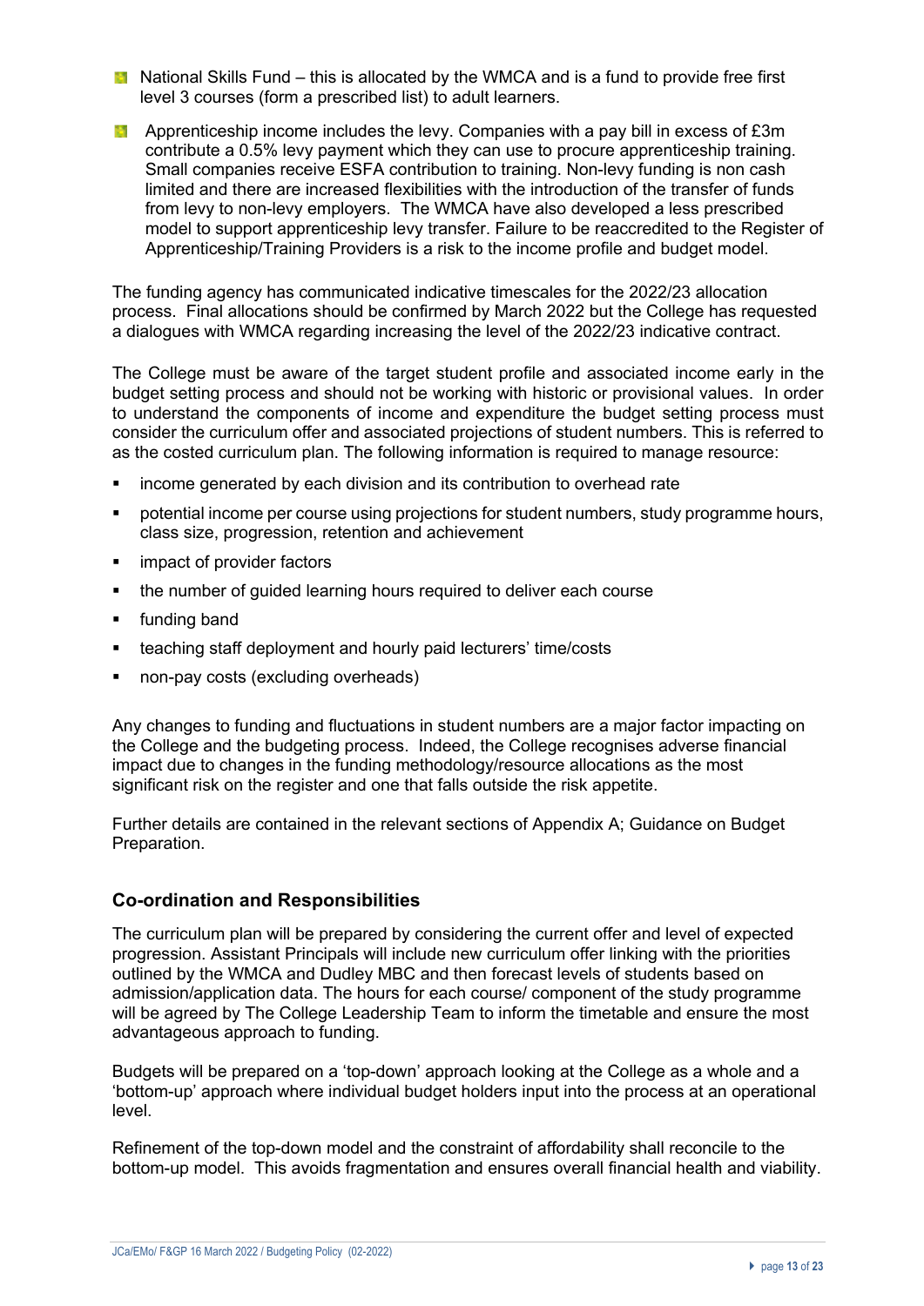- National Skills Fund – this is allocated by the WMCA and is a fund to provide free first level 3 courses (form a prescribed list) to adult learners.
- Apprenticeship income includes the levy. Companies with a pay bill in excess of £3m contribute a 0.5% levy payment which they can use to procure apprenticeship training. Small companies receive ESFA contribution to training. Non-levy funding is non cash limited and there are increased flexibilities with the introduction of the transfer of funds from levy to non-levy employers. The WMCA have also developed a less prescribed model to support apprenticeship levy transfer. Failure to be reaccredited to the Register of Apprenticeship/Training Providers is a risk to the income profile and budget model.

The funding agency has communicated indicative timescales for the 2022/23 allocation process. Final allocations should be confirmed by March 2022 but the College has requested a dialogues with WMCA regarding increasing the level of the 2022/23 indicative contract.

The College must be aware of the target student profile and associated income early in the budget setting process and should not be working with historic or provisional values. In order to understand the components of income and expenditure the budget setting process must consider the curriculum offer and associated projections of student numbers. This is referred to as the costed curriculum plan. The following information is required to manage resource:

- income generated by each division and its contribution to overhead rate
- potential income per course using projections for student numbers, study programme hours, class size, progression, retention and achievement
- impact of provider factors
- the number of guided learning hours required to deliver each course
- funding band
- teaching staff deployment and hourly paid lecturers' time/costs
- non-pay costs (excluding overheads)

Any changes to funding and fluctuations in student numbers are a major factor impacting on the College and the budgeting process. Indeed, the College recognises adverse financial impact due to changes in the funding methodology/resource allocations as the most significant risk on the register and one that falls outside the risk appetite.

Further details are contained in the relevant sections of Appendix A; Guidance on Budget Preparation.

## Co-ordination and Responsibilities

The curriculum plan will be prepared by considering the current offer and level of expected progression. Assistant Principals will include new curriculum offer linking with the priorities outlined by the WMCA and Dudley MBC and then forecast levels of students based on admission/application data. The hours for each course/ component of the study programme will be agreed by The College Leadership Team to inform the timetable and ensure the most advantageous approach to funding.

Budgets will be prepared on a 'top-down' approach looking at the College as a whole and a 'bottom-up' approach where individual budget holders input into the process at an operational level.

Refinement of the top-down model and the constraint of affordability shall reconcile to the bottom-up model. This avoids fragmentation and ensures overall financial health and viability.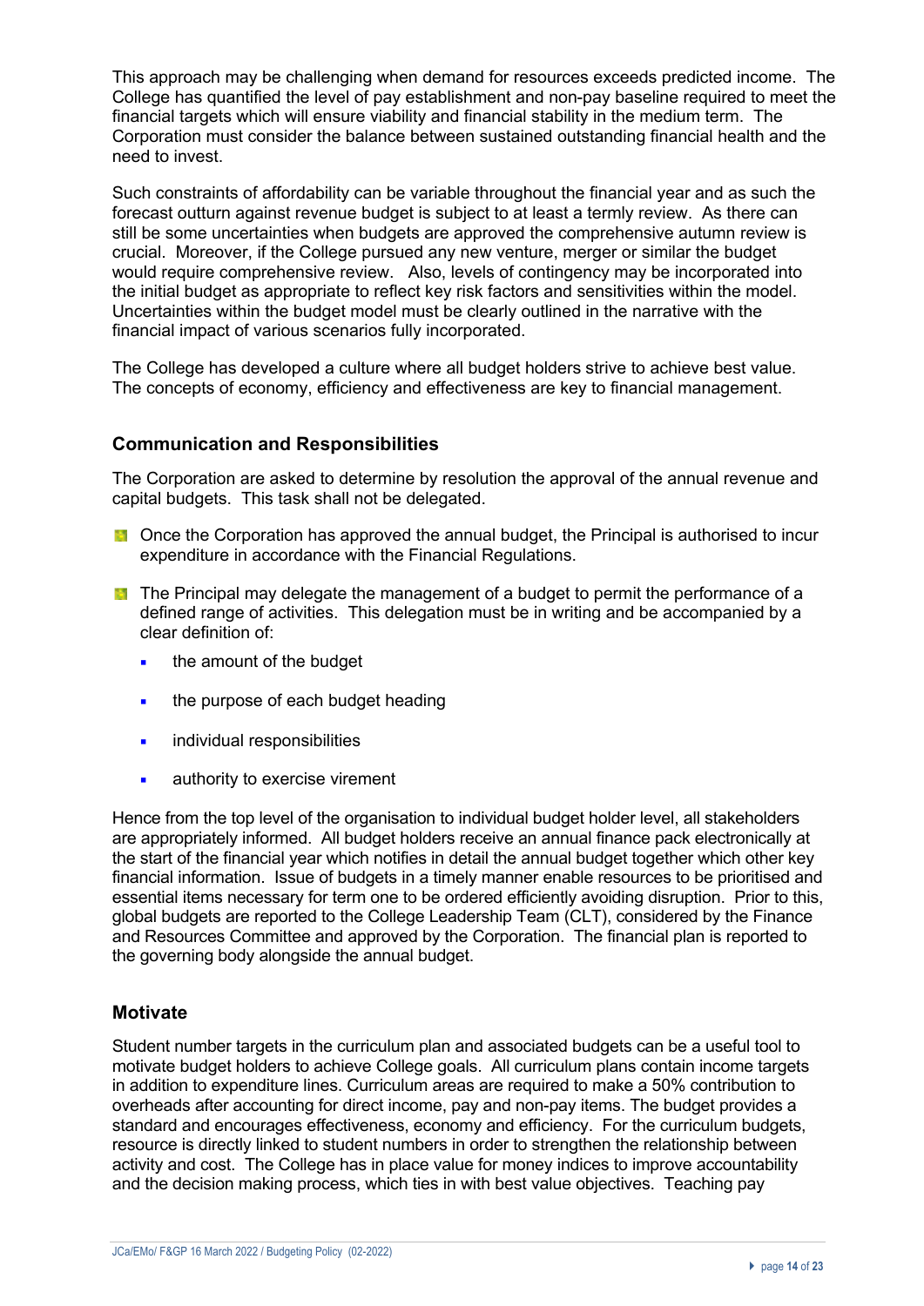This approach may be challenging when demand for resources exceeds predicted income. The College has quantified the level of pay establishment and non-pay baseline required to meet the financial targets which will ensure viability and financial stability in the medium term. The Corporation must consider the balance between sustained outstanding financial health and the need to invest.

Such constraints of affordability can be variable throughout the financial year and as such the forecast outturn against revenue budget is subject to at least a termly review. As there can still be some uncertainties when budgets are approved the comprehensive autumn review is crucial. Moreover, if the College pursued any new venture, merger or similar the budget would require comprehensive review. Also, levels of contingency may be incorporated into the initial budget as appropriate to reflect key risk factors and sensitivities within the model. Uncertainties within the budget model must be clearly outlined in the narrative with the financial impact of various scenarios fully incorporated.

The College has developed a culture where all budget holders strive to achieve best value. The concepts of economy, efficiency and effectiveness are key to financial management.

## Communication and Responsibilities

The Corporation are asked to determine by resolution the approval of the annual revenue and capital budgets. This task shall not be delegated.

- Once the Corporation has approved the annual budget, the Principal is authorised to incur expenditure in accordance with the Financial Regulations.
- The Principal may delegate the management of a budget to permit the performance of a defined range of activities. This delegation must be in writing and be accompanied by a clear definition of:
  - the amount of the budget
  - the purpose of each budget heading
  - individual responsibilities
  - authority to exercise virement

Hence from the top level of the organisation to individual budget holder level, all stakeholders are appropriately informed. All budget holders receive an annual finance pack electronically at the start of the financial year which notifies in detail the annual budget together which other key financial information. Issue of budgets in a timely manner enable resources to be prioritised and essential items necessary for term one to be ordered efficiently avoiding disruption. Prior to this, global budgets are reported to the College Leadership Team (CLT), considered by the Finance and Resources Committee and approved by the Corporation. The financial plan is reported to the governing body alongside the annual budget.

## Motivate

Student number targets in the curriculum plan and associated budgets can be a useful tool to motivate budget holders to achieve College goals. All curriculum plans contain income targets in addition to expenditure lines. Curriculum areas are required to make a 50% contribution to overheads after accounting for direct income, pay and non-pay items. The budget provides a standard and encourages effectiveness, economy and efficiency. For the curriculum budgets, resource is directly linked to student numbers in order to strengthen the relationship between activity and cost. The College has in place value for money indices to improve accountability and the decision making process, which ties in with best value objectives. Teaching pay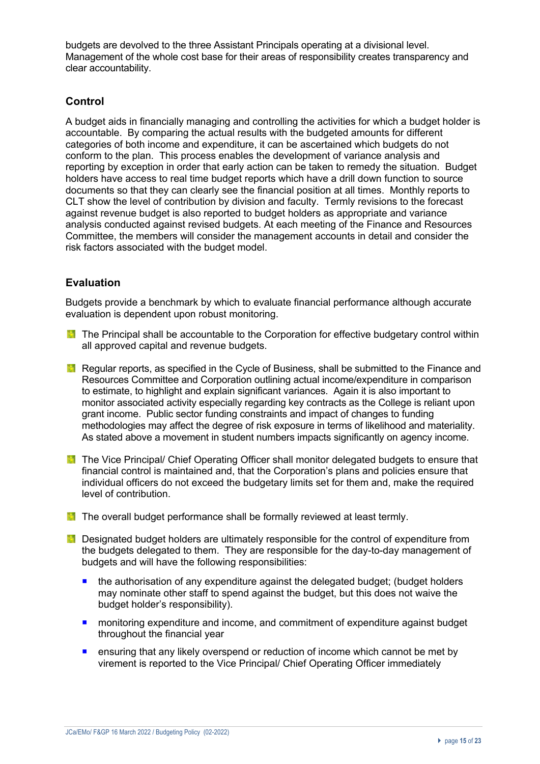budgets are devolved to the three Assistant Principals operating at a divisional level. Management of the whole cost base for their areas of responsibility creates transparency and clear accountability.

## Control

A budget aids in financially managing and controlling the activities for which a budget holder is accountable. By comparing the actual results with the budgeted amounts for different categories of both income and expenditure, it can be ascertained which budgets do not conform to the plan. This process enables the development of variance analysis and reporting by exception in order that early action can be taken to remedy the situation. Budget holders have access to real time budget reports which have a drill down function to source documents so that they can clearly see the financial position at all times. Monthly reports to CLT show the level of contribution by division and faculty. Termly revisions to the forecast against revenue budget is also reported to budget holders as appropriate and variance analysis conducted against revised budgets. At each meeting of the Finance and Resources Committee, the members will consider the management accounts in detail and consider the risk factors associated with the budget model.

## Evaluation

Budgets provide a benchmark by which to evaluate financial performance although accurate evaluation is dependent upon robust monitoring.

- The Principal shall be accountable to the Corporation for effective budgetary control within all approved capital and revenue budgets.
- Regular reports, as specified in the Cycle of Business, shall be submitted to the Finance and Resources Committee and Corporation outlining actual income/expenditure in comparison to estimate, to highlight and explain significant variances. Again it is also important to monitor associated activity especially regarding key contracts as the College is reliant upon grant income. Public sector funding constraints and impact of changes to funding methodologies may affect the degree of risk exposure in terms of likelihood and materiality. As stated above a movement in student numbers impacts significantly on agency income.
- The Vice Principal/ Chief Operating Officer shall monitor delegated budgets to ensure that financial control is maintained and, that the Corporation's plans and policies ensure that individual officers do not exceed the budgetary limits set for them and, make the required level of contribution.
- The overall budget performance shall be formally reviewed at least termly.
- Designated budget holders are ultimately responsible for the control of expenditure from the budgets delegated to them. They are responsible for the day-to-day management of budgets and will have the following responsibilities:
  - the authorisation of any expenditure against the delegated budget; (budget holders may nominate other staff to spend against the budget, but this does not waive the budget holder's responsibility).
  - monitoring expenditure and income, and commitment of expenditure against budget throughout the financial year
  - ensuring that any likely overspend or reduction of income which cannot be met by virement is reported to the Vice Principal/ Chief Operating Officer immediately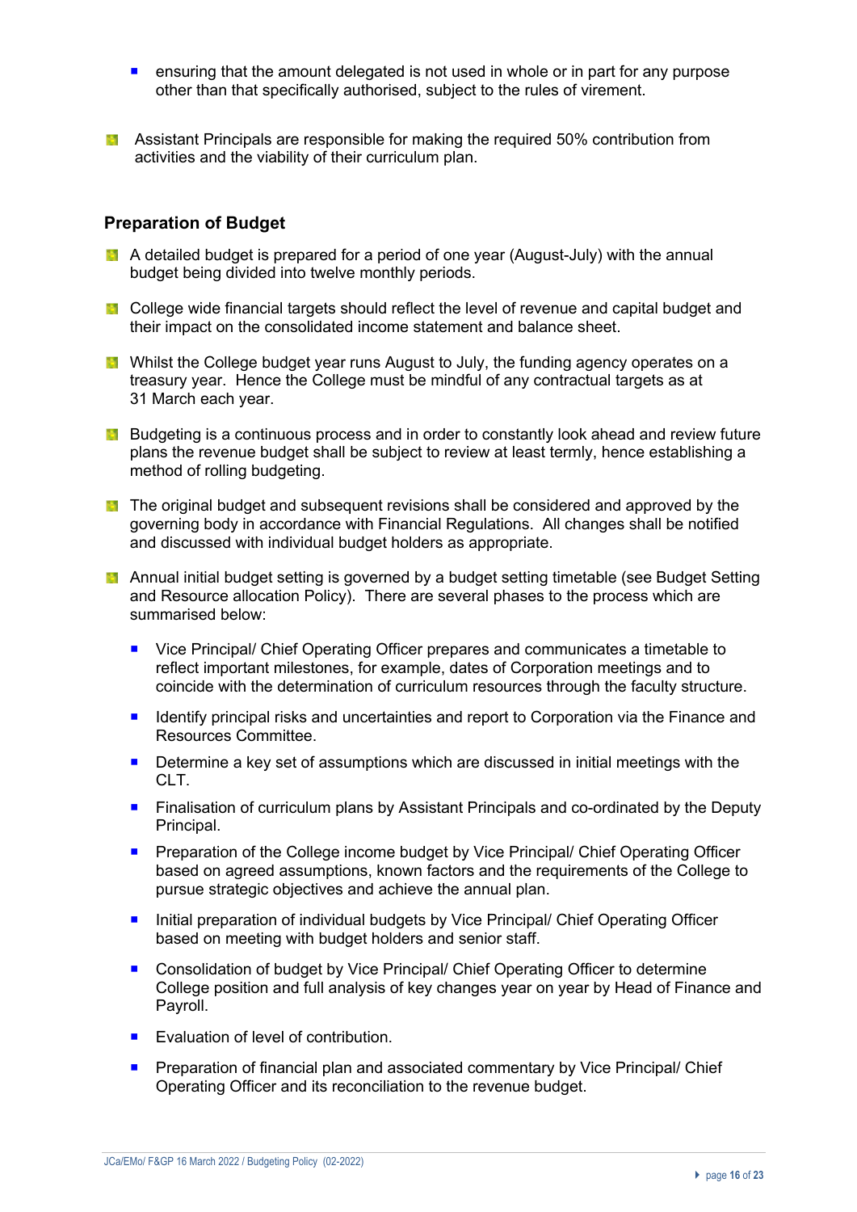- ensuring that the amount delegated is not used in whole or in part for any purpose other than that specifically authorised, subject to the rules of virement.

- Assistant Principals are responsible for making the required 50% contribution from activities and the viability of their curriculum plan.

## Preparation of Budget

- A detailed budget is prepared for a period of one year (August-July) with the annual budget being divided into twelve monthly periods.

- College wide financial targets should reflect the level of revenue and capital budget and their impact on the consolidated income statement and balance sheet.

- Whilst the College budget year runs August to July, the funding agency operates on a treasury year. Hence the College must be mindful of any contractual targets as at 31 March each year.

- Budgeting is a continuous process and in order to constantly look ahead and review future plans the revenue budget shall be subject to review at least termly, hence establishing a method of rolling budgeting.

- The original budget and subsequent revisions shall be considered and approved by the governing body in accordance with Financial Regulations. All changes shall be notified and discussed with individual budget holders as appropriate.

- Annual initial budget setting is governed by a budget setting timetable (see Budget Setting and Resource allocation Policy). There are several phases to the process which are summarised below:

  - Vice Principal/ Chief Operating Officer prepares and communicates a timetable to reflect important milestones, for example, dates of Corporation meetings and to coincide with the determination of curriculum resources through the faculty structure.

  - Identify principal risks and uncertainties and report to Corporation via the Finance and Resources Committee.

  - Determine a key set of assumptions which are discussed in initial meetings with the CLT.

  - Finalisation of curriculum plans by Assistant Principals and co-ordinated by the Deputy Principal.

  - Preparation of the College income budget by Vice Principal/ Chief Operating Officer based on agreed assumptions, known factors and the requirements of the College to pursue strategic objectives and achieve the annual plan.

  - Initial preparation of individual budgets by Vice Principal/ Chief Operating Officer based on meeting with budget holders and senior staff.

  - Consolidation of budget by Vice Principal/ Chief Operating Officer to determine College position and full analysis of key changes year on year by Head of Finance and Payroll.

  - Evaluation of level of contribution.

  - Preparation of financial plan and associated commentary by Vice Principal/ Chief Operating Officer and its reconciliation to the revenue budget.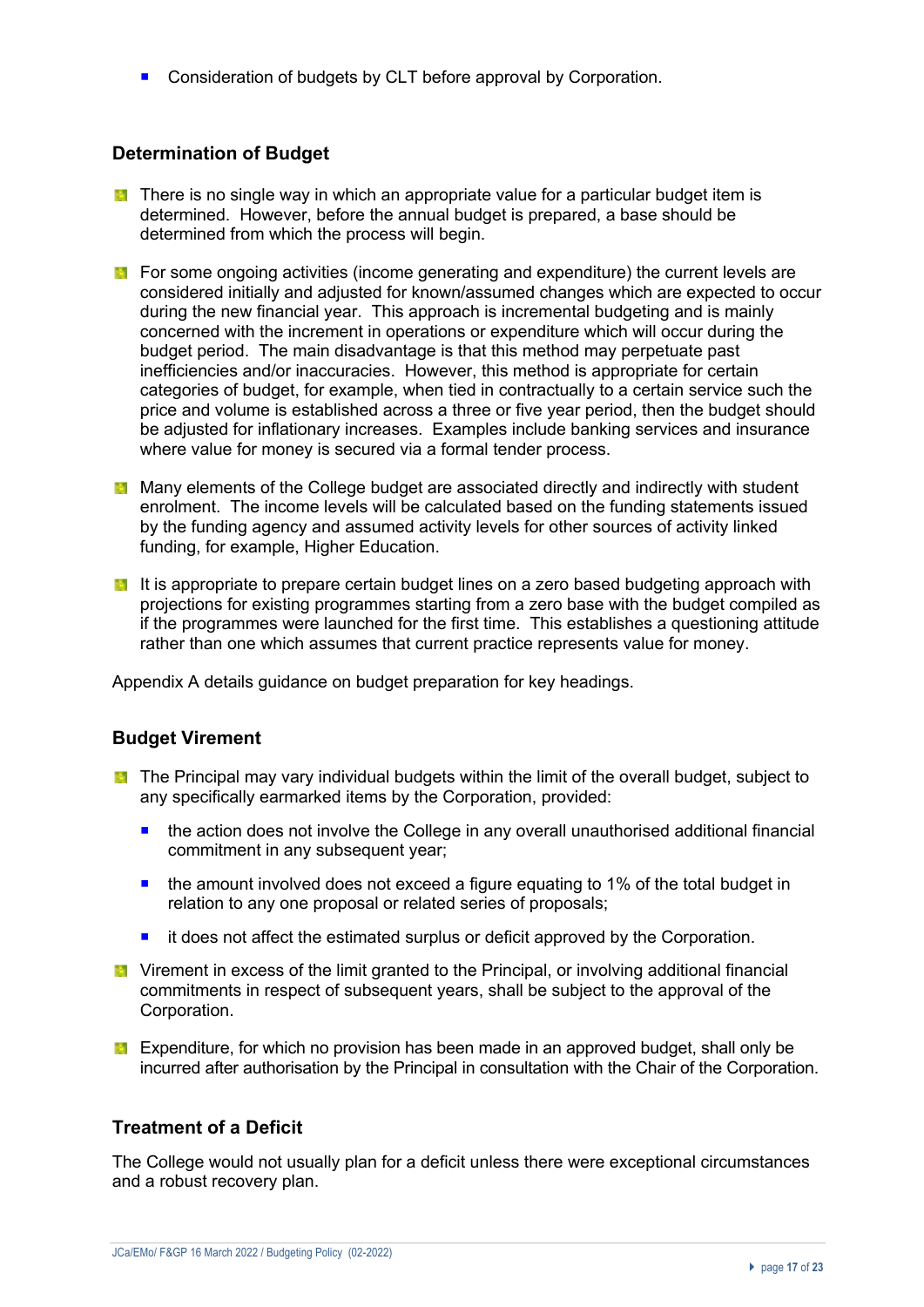- Consideration of budgets by CLT before approval by Corporation.

### Determination of Budget

- There is no single way in which an appropriate value for a particular budget item is determined. However, before the annual budget is prepared, a base should be determined from which the process will begin.

- For some ongoing activities (income generating and expenditure) the current levels are considered initially and adjusted for known/assumed changes which are expected to occur during the new financial year. This approach is incremental budgeting and is mainly concerned with the increment in operations or expenditure which will occur during the budget period. The main disadvantage is that this method may perpetuate past inefficiencies and/or inaccuracies. However, this method is appropriate for certain categories of budget, for example, when tied in contractually to a certain service such the price and volume is established across a three or five year period, then the budget should be adjusted for inflationary increases. Examples include banking services and insurance where value for money is secured via a formal tender process.

- Many elements of the College budget are associated directly and indirectly with student enrolment. The income levels will be calculated based on the funding statements issued by the funding agency and assumed activity levels for other sources of activity linked funding, for example, Higher Education.

- It is appropriate to prepare certain budget lines on a zero based budgeting approach with projections for existing programmes starting from a zero base with the budget compiled as if the programmes were launched for the first time. This establishes a questioning attitude rather than one which assumes that current practice represents value for money.

Appendix A details guidance on budget preparation for key headings.

### Budget Virement

- The Principal may vary individual budgets within the limit of the overall budget, subject to any specifically earmarked items by the Corporation, provided:
  - the action does not involve the College in any overall unauthorised additional financial commitment in any subsequent year;
  - the amount involved does not exceed a figure equating to 1% of the total budget in relation to any one proposal or related series of proposals;
  - it does not affect the estimated surplus or deficit approved by the Corporation.

- Virement in excess of the limit granted to the Principal, or involving additional financial commitments in respect of subsequent years, shall be subject to the approval of the Corporation.

- Expenditure, for which no provision has been made in an approved budget, shall only be incurred after authorisation by the Principal in consultation with the Chair of the Corporation.

### Treatment of a Deficit

The College would not usually plan for a deficit unless there were exceptional circumstances and a robust recovery plan.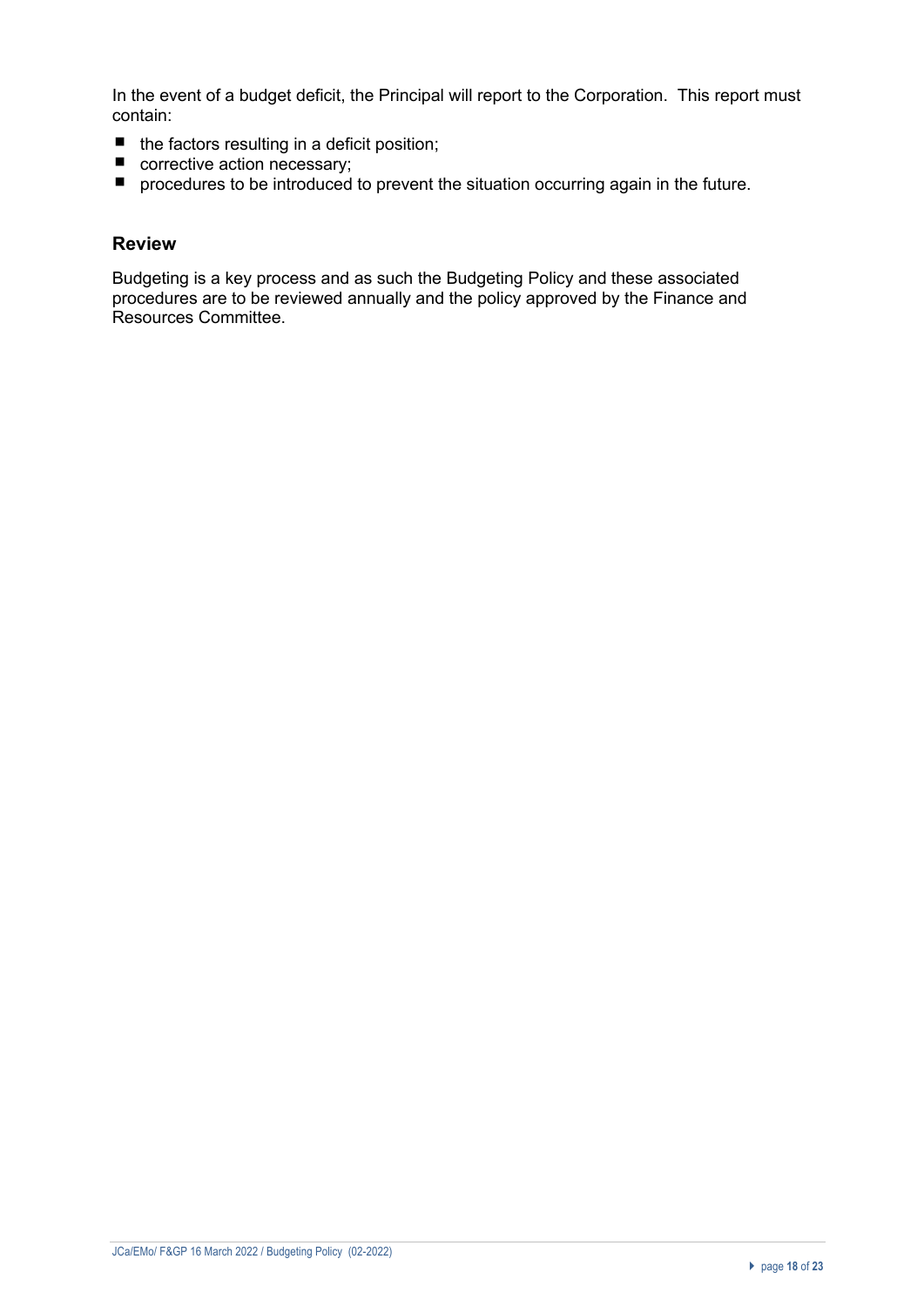In the event of a budget deficit, the Principal will report to the Corporation. This report must contain:

- the factors resulting in a deficit position;
- corrective action necessary;
- procedures to be introduced to prevent the situation occurring again in the future.

## Review

Budgeting is a key process and as such the Budgeting Policy and these associated procedures are to be reviewed annually and the policy approved by the Finance and Resources Committee.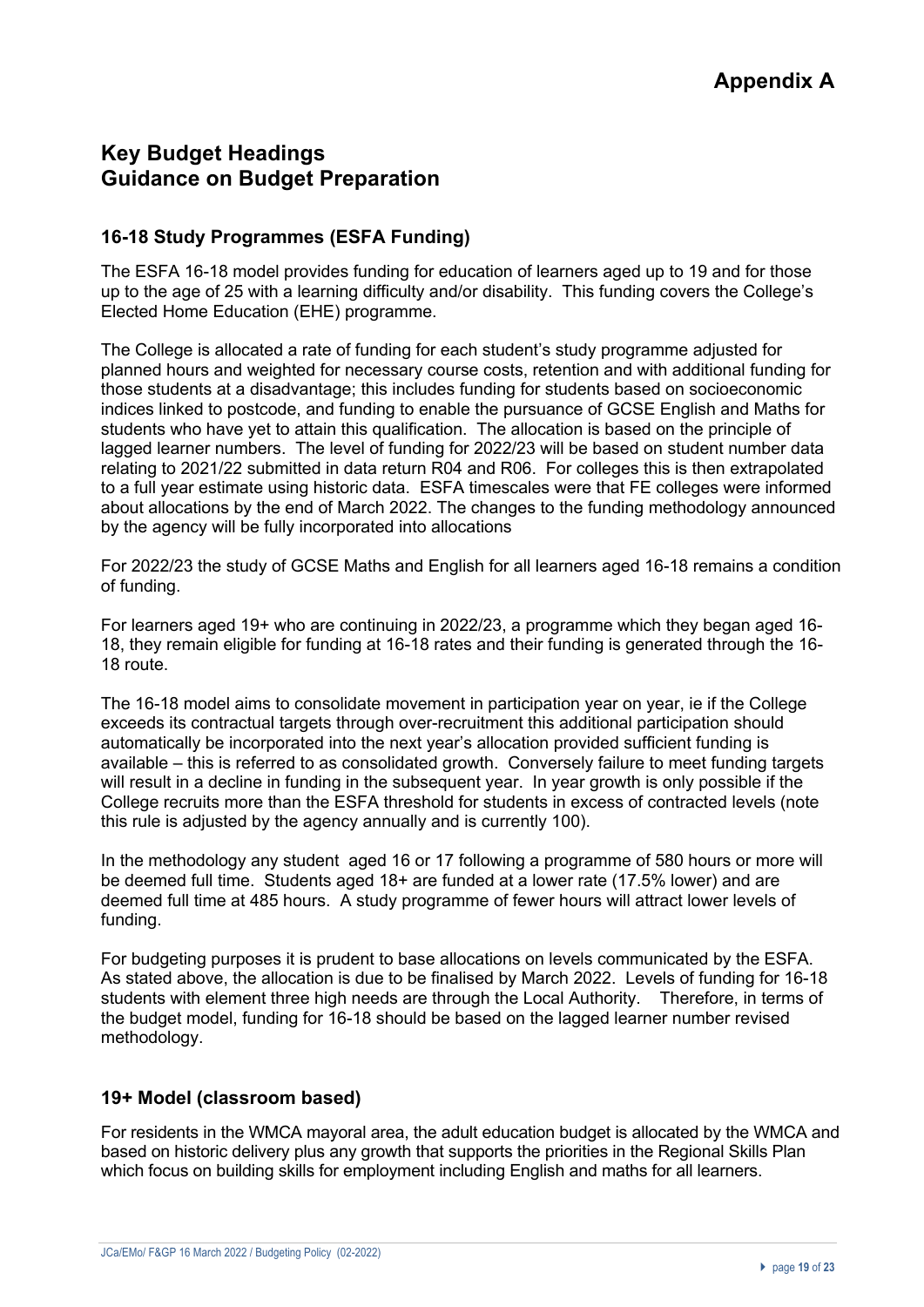# Appendix A

## Key Budget Headings
## Guidance on Budget Preparation

### 16-18 Study Programmes (ESFA Funding)

The ESFA 16-18 model provides funding for education of learners aged up to 19 and for those up to the age of 25 with a learning difficulty and/or disability. This funding covers the College's Elected Home Education (EHE) programme.

The College is allocated a rate of funding for each student's study programme adjusted for planned hours and weighted for necessary course costs, retention and with additional funding for those students at a disadvantage; this includes funding for students based on socioeconomic indices linked to postcode, and funding to enable the pursuance of GCSE English and Maths for students who have yet to attain this qualification. The allocation is based on the principle of lagged learner numbers. The level of funding for 2022/23 will be based on student number data relating to 2021/22 submitted in data return R04 and R06. For colleges this is then extrapolated to a full year estimate using historic data. ESFA timescales were that FE colleges were informed about allocations by the end of March 2022. The changes to the funding methodology announced by the agency will be fully incorporated into allocations

For 2022/23 the study of GCSE Maths and English for all learners aged 16-18 remains a condition of funding.

For learners aged 19+ who are continuing in 2022/23, a programme which they began aged 16-18, they remain eligible for funding at 16-18 rates and their funding is generated through the 16-18 route.

The 16-18 model aims to consolidate movement in participation year on year, ie if the College exceeds its contractual targets through over-recruitment this additional participation should automatically be incorporated into the next year's allocation provided sufficient funding is available – this is referred to as consolidated growth. Conversely failure to meet funding targets will result in a decline in funding in the subsequent year. In year growth is only possible if the College recruits more than the ESFA threshold for students in excess of contracted levels (note this rule is adjusted by the agency annually and is currently 100).

In the methodology any student aged 16 or 17 following a programme of 580 hours or more will be deemed full time. Students aged 18+ are funded at a lower rate (17.5% lower) and are deemed full time at 485 hours. A study programme of fewer hours will attract lower levels of funding.

For budgeting purposes it is prudent to base allocations on levels communicated by the ESFA. As stated above, the allocation is due to be finalised by March 2022. Levels of funding for 16-18 students with element three high needs are through the Local Authority. Therefore, in terms of the budget model, funding for 16-18 should be based on the lagged learner number revised methodology.

### 19+ Model (classroom based)

For residents in the WMCA mayoral area, the adult education budget is allocated by the WMCA and based on historic delivery plus any growth that supports the priorities in the Regional Skills Plan which focus on building skills for employment including English and maths for all learners.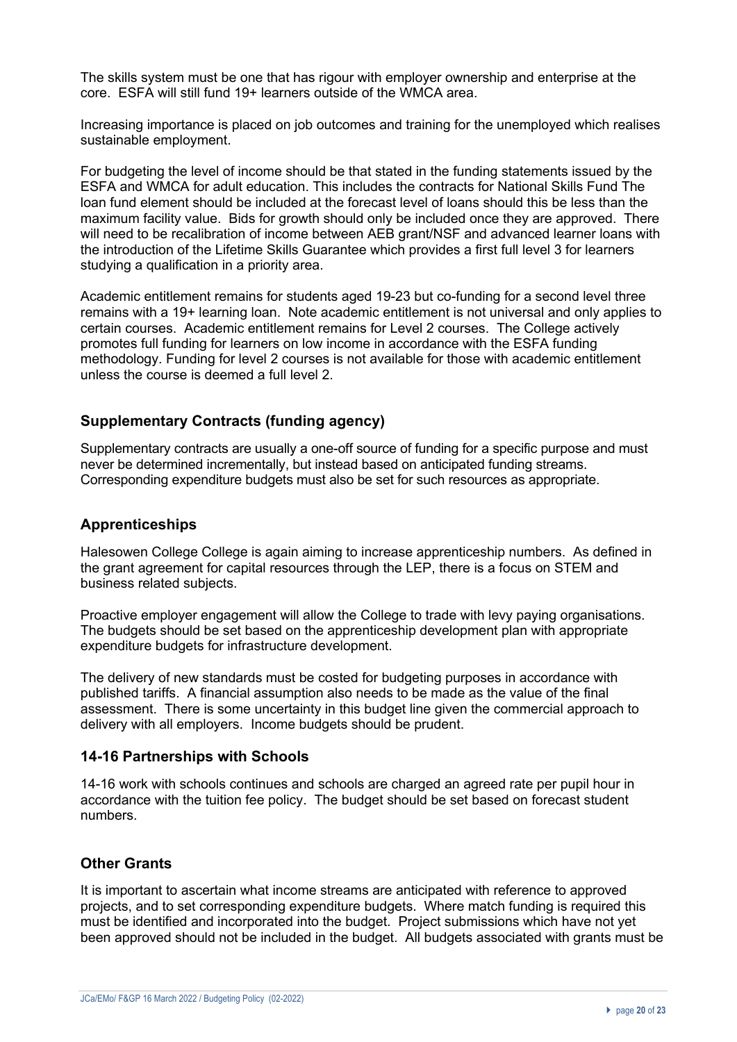The skills system must be one that has rigour with employer ownership and enterprise at the core. ESFA will still fund 19+ learners outside of the WMCA area.

Increasing importance is placed on job outcomes and training for the unemployed which realises sustainable employment.

For budgeting the level of income should be that stated in the funding statements issued by the ESFA and WMCA for adult education. This includes the contracts for National Skills Fund The loan fund element should be included at the forecast level of loans should this be less than the maximum facility value. Bids for growth should only be included once they are approved. There will need to be recalibration of income between AEB grant/NSF and advanced learner loans with the introduction of the Lifetime Skills Guarantee which provides a first full level 3 for learners studying a qualification in a priority area.

Academic entitlement remains for students aged 19-23 but co-funding for a second level three remains with a 19+ learning loan. Note academic entitlement is not universal and only applies to certain courses. Academic entitlement remains for Level 2 courses. The College actively promotes full funding for learners on low income in accordance with the ESFA funding methodology. Funding for level 2 courses is not available for those with academic entitlement unless the course is deemed a full level 2.

## Supplementary Contracts (funding agency)

Supplementary contracts are usually a one-off source of funding for a specific purpose and must never be determined incrementally, but instead based on anticipated funding streams. Corresponding expenditure budgets must also be set for such resources as appropriate.

## Apprenticeships

Halesowen College College is again aiming to increase apprenticeship numbers. As defined in the grant agreement for capital resources through the LEP, there is a focus on STEM and business related subjects.

Proactive employer engagement will allow the College to trade with levy paying organisations. The budgets should be set based on the apprenticeship development plan with appropriate expenditure budgets for infrastructure development.

The delivery of new standards must be costed for budgeting purposes in accordance with published tariffs. A financial assumption also needs to be made as the value of the final assessment. There is some uncertainty in this budget line given the commercial approach to delivery with all employers. Income budgets should be prudent.

## 14-16 Partnerships with Schools

14-16 work with schools continues and schools are charged an agreed rate per pupil hour in accordance with the tuition fee policy. The budget should be set based on forecast student numbers.

## Other Grants

It is important to ascertain what income streams are anticipated with reference to approved projects, and to set corresponding expenditure budgets. Where match funding is required this must be identified and incorporated into the budget. Project submissions which have not yet been approved should not be included in the budget. All budgets associated with grants must be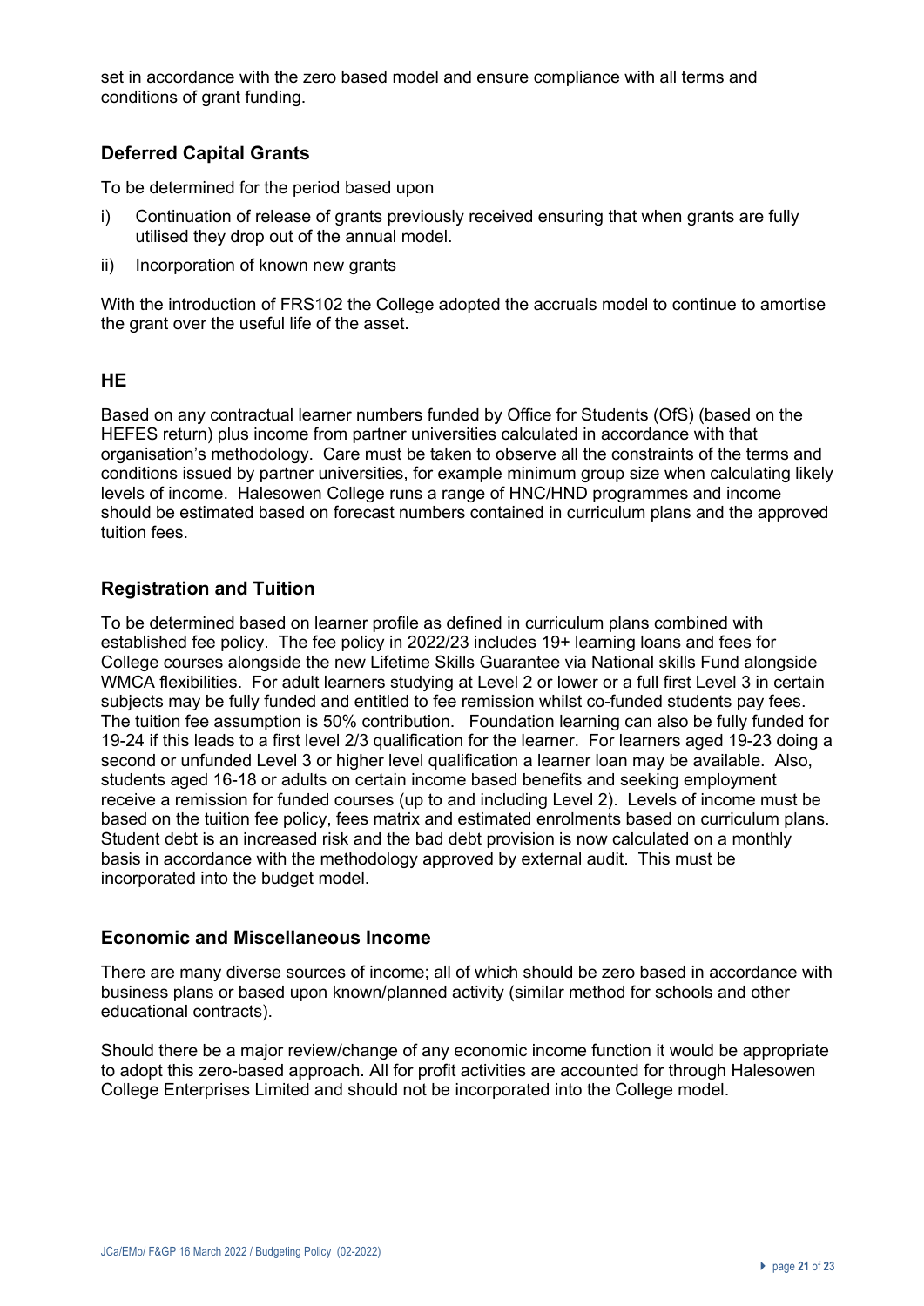set in accordance with the zero based model and ensure compliance with all terms and conditions of grant funding.

## Deferred Capital Grants

To be determined for the period based upon

i) Continuation of release of grants previously received ensuring that when grants are fully utilised they drop out of the annual model.

ii) Incorporation of known new grants

With the introduction of FRS102 the College adopted the accruals model to continue to amortise the grant over the useful life of the asset.

## HE

Based on any contractual learner numbers funded by Office for Students (OfS) (based on the HEFES return) plus income from partner universities calculated in accordance with that organisation's methodology. Care must be taken to observe all the constraints of the terms and conditions issued by partner universities, for example minimum group size when calculating likely levels of income. Halesowen College runs a range of HNC/HND programmes and income should be estimated based on forecast numbers contained in curriculum plans and the approved tuition fees.

## Registration and Tuition

To be determined based on learner profile as defined in curriculum plans combined with established fee policy. The fee policy in 2022/23 includes 19+ learning loans and fees for College courses alongside the new Lifetime Skills Guarantee via National skills Fund alongside WMCA flexibilities. For adult learners studying at Level 2 or lower or a full first Level 3 in certain subjects may be fully funded and entitled to fee remission whilst co-funded students pay fees. The tuition fee assumption is 50% contribution. Foundation learning can also be fully funded for 19-24 if this leads to a first level 2/3 qualification for the learner. For learners aged 19-23 doing a second or unfunded Level 3 or higher level qualification a learner loan may be available. Also, students aged 16-18 or adults on certain income based benefits and seeking employment receive a remission for funded courses (up to and including Level 2). Levels of income must be based on the tuition fee policy, fees matrix and estimated enrolments based on curriculum plans. Student debt is an increased risk and the bad debt provision is now calculated on a monthly basis in accordance with the methodology approved by external audit. This must be incorporated into the budget model.

## Economic and Miscellaneous Income

There are many diverse sources of income; all of which should be zero based in accordance with business plans or based upon known/planned activity (similar method for schools and other educational contracts).

Should there be a major review/change of any economic income function it would be appropriate to adopt this zero-based approach. All for profit activities are accounted for through Halesowen College Enterprises Limited and should not be incorporated into the College model.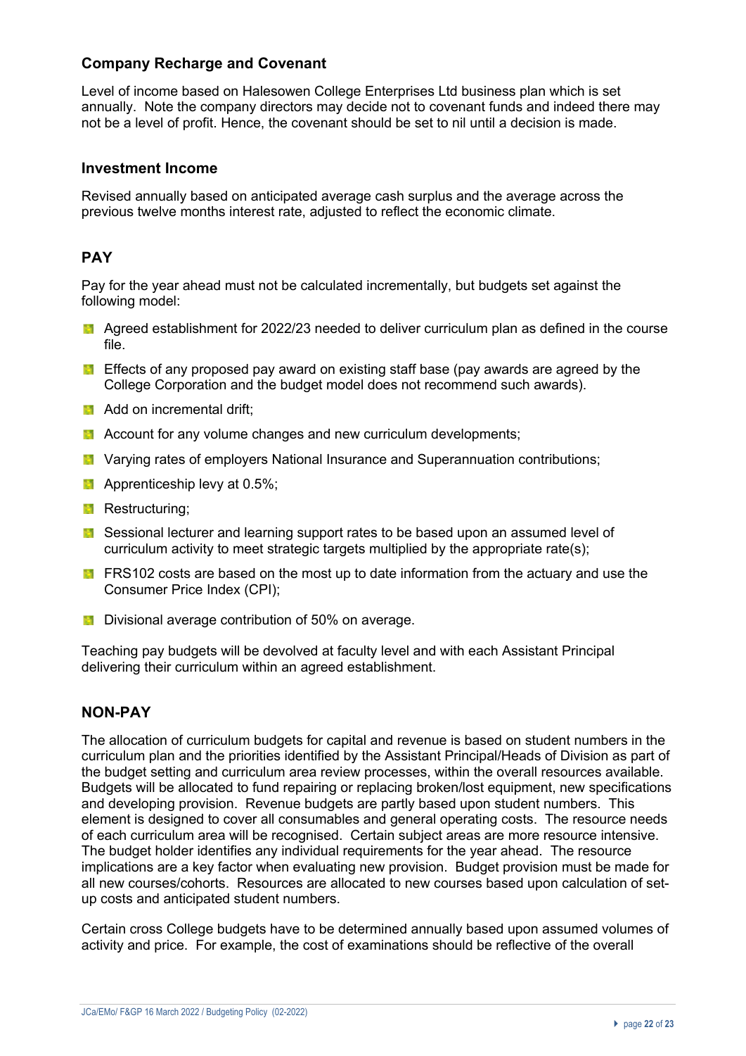### Company Recharge and Covenant

Level of income based on Halesowen College Enterprises Ltd business plan which is set annually. Note the company directors may decide not to covenant funds and indeed there may not be a level of profit. Hence, the covenant should be set to nil until a decision is made.

### Investment Income

Revised annually based on anticipated average cash surplus and the average across the previous twelve months interest rate, adjusted to reflect the economic climate.

## PAY

Pay for the year ahead must not be calculated incrementally, but budgets set against the following model:

- Agreed establishment for 2022/23 needed to deliver curriculum plan as defined in the course file.
- Effects of any proposed pay award on existing staff base (pay awards are agreed by the College Corporation and the budget model does not recommend such awards).
- Add on incremental drift;
- Account for any volume changes and new curriculum developments;
- Varying rates of employers National Insurance and Superannuation contributions;
- Apprenticeship levy at 0.5%;
- Restructuring;
- Sessional lecturer and learning support rates to be based upon an assumed level of curriculum activity to meet strategic targets multiplied by the appropriate rate(s);
- FRS102 costs are based on the most up to date information from the actuary and use the Consumer Price Index (CPI);
- Divisional average contribution of 50% on average.

Teaching pay budgets will be devolved at faculty level and with each Assistant Principal delivering their curriculum within an agreed establishment.

## NON-PAY

The allocation of curriculum budgets for capital and revenue is based on student numbers in the curriculum plan and the priorities identified by the Assistant Principal/Heads of Division as part of the budget setting and curriculum area review processes, within the overall resources available. Budgets will be allocated to fund repairing or replacing broken/lost equipment, new specifications and developing provision. Revenue budgets are partly based upon student numbers. This element is designed to cover all consumables and general operating costs. The resource needs of each curriculum area will be recognised. Certain subject areas are more resource intensive. The budget holder identifies any individual requirements for the year ahead. The resource implications are a key factor when evaluating new provision. Budget provision must be made for all new courses/cohorts. Resources are allocated to new courses based upon calculation of set-up costs and anticipated student numbers.

Certain cross College budgets have to be determined annually based upon assumed volumes of activity and price. For example, the cost of examinations should be reflective of the overall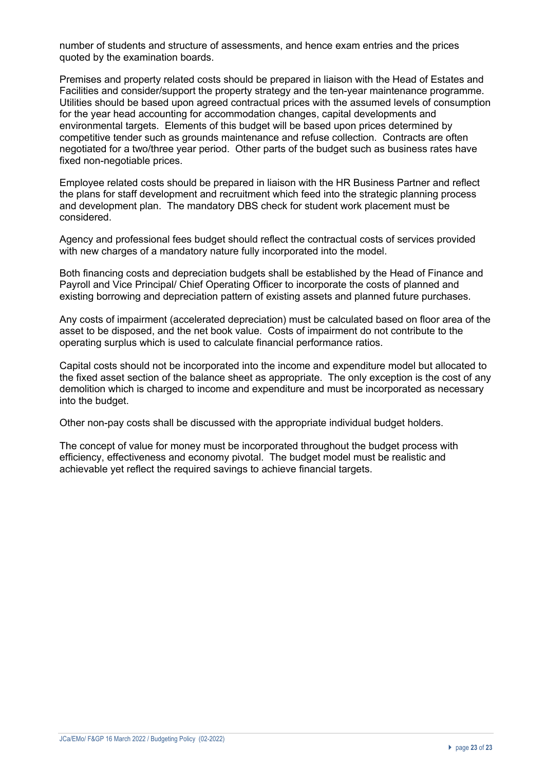number of students and structure of assessments, and hence exam entries and the prices quoted by the examination boards.

Premises and property related costs should be prepared in liaison with the Head of Estates and Facilities and consider/support the property strategy and the ten-year maintenance programme. Utilities should be based upon agreed contractual prices with the assumed levels of consumption for the year head accounting for accommodation changes, capital developments and environmental targets. Elements of this budget will be based upon prices determined by competitive tender such as grounds maintenance and refuse collection. Contracts are often negotiated for a two/three year period. Other parts of the budget such as business rates have fixed non-negotiable prices.

Employee related costs should be prepared in liaison with the HR Business Partner and reflect the plans for staff development and recruitment which feed into the strategic planning process and development plan. The mandatory DBS check for student work placement must be considered.

Agency and professional fees budget should reflect the contractual costs of services provided with new charges of a mandatory nature fully incorporated into the model.

Both financing costs and depreciation budgets shall be established by the Head of Finance and Payroll and Vice Principal/ Chief Operating Officer to incorporate the costs of planned and existing borrowing and depreciation pattern of existing assets and planned future purchases.

Any costs of impairment (accelerated depreciation) must be calculated based on floor area of the asset to be disposed, and the net book value. Costs of impairment do not contribute to the operating surplus which is used to calculate financial performance ratios.

Capital costs should not be incorporated into the income and expenditure model but allocated to the fixed asset section of the balance sheet as appropriate. The only exception is the cost of any demolition which is charged to income and expenditure and must be incorporated as necessary into the budget.

Other non-pay costs shall be discussed with the appropriate individual budget holders.

The concept of value for money must be incorporated throughout the budget process with efficiency, effectiveness and economy pivotal. The budget model must be realistic and achievable yet reflect the required savings to achieve financial targets.